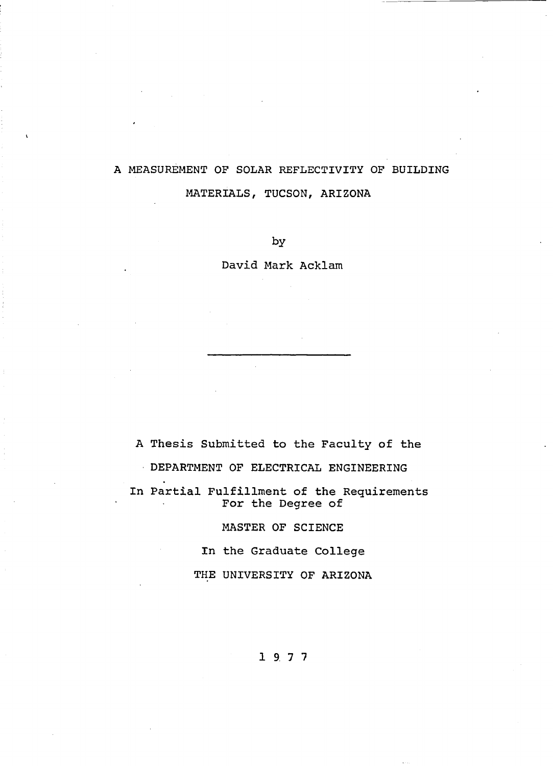# A MEASUREMENT OF SOLAR REFLECTIVITY OF BUILDING MATERIALS, TUCSON, ARIZONA

by

David Mark Acklam

---

A Thesis Submitted to the Faculty of the

DEPARTMENT OF ELECTRICAL ENGINEERING

In Partial Fulfillment of the Requirements For the Degree of

MASTER OF SCIENCE

In the Graduate College

THE UNIVERSITY OF ARIZONA

1 9 7 7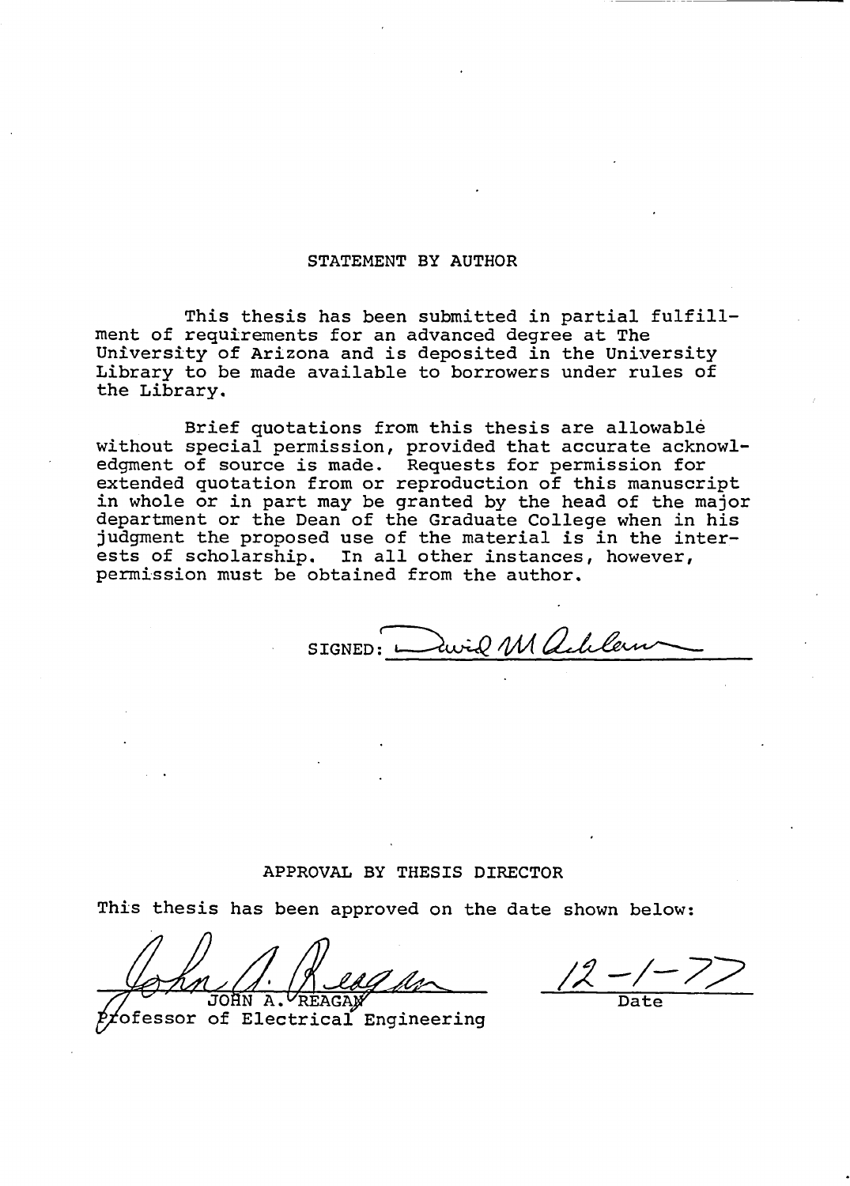## STATEMENT BY AUTHOR

This thesis has been submitted in partial fulfillment of requirements for an advanced degree at The University of Arizona and is deposited in the University Library to be made available to borrowers under rules of the Library.

Brief quotations from this thesis are allowable without special permission, provided that accurate acknowledgment of source is made. Requests for permission for extended quotation from or reproduction of this manuscript in whole or in part may be granted by the head of the major department or the Dean of the Graduate College when in his judgment the proposed use of the material is in the interests of scholarship. In all other instances, however, permission must be obtained from the author.

SIGNED: David M Ackleson

## APPROVAL BY THESIS DIRECTOR

This thesis has been approved on the date shown below:

John A. Reagan
JOHN A. REAGAN
Professor of Electrical Engineering

12-1-77
Date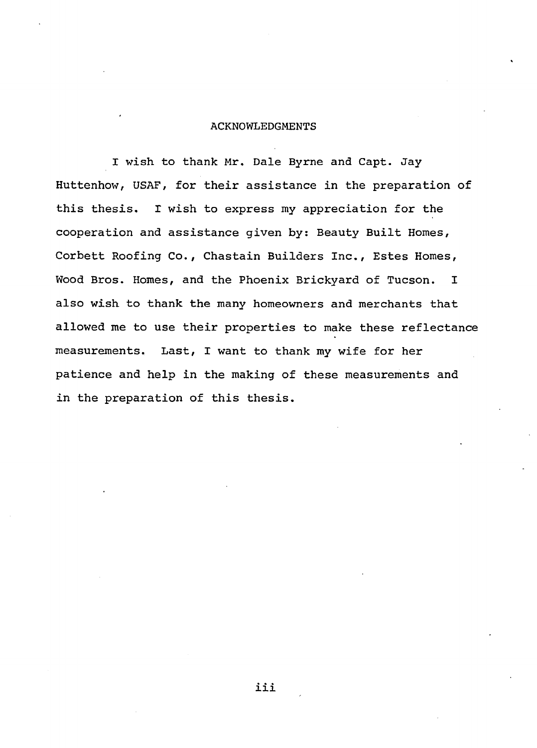# ACKNOWLEDGMENTS

I wish to thank Mr. Dale Byrne and Capt. Jay Huttenhow, USAF, for their assistance in the preparation of this thesis. I wish to express my appreciation for the cooperation and assistance given by: Beauty Built Homes, Corbett Roofing Co., Chastain Builders Inc., Estes Homes, Wood Bros. Homes, and the Phoenix Brickyard of Tucson. I also wish to thank the many homeowners and merchants that allowed me to use their properties to make these reflectance measurements. Last, I want to thank my wife for her patience and help in the making of these measurements and in the preparation of this thesis.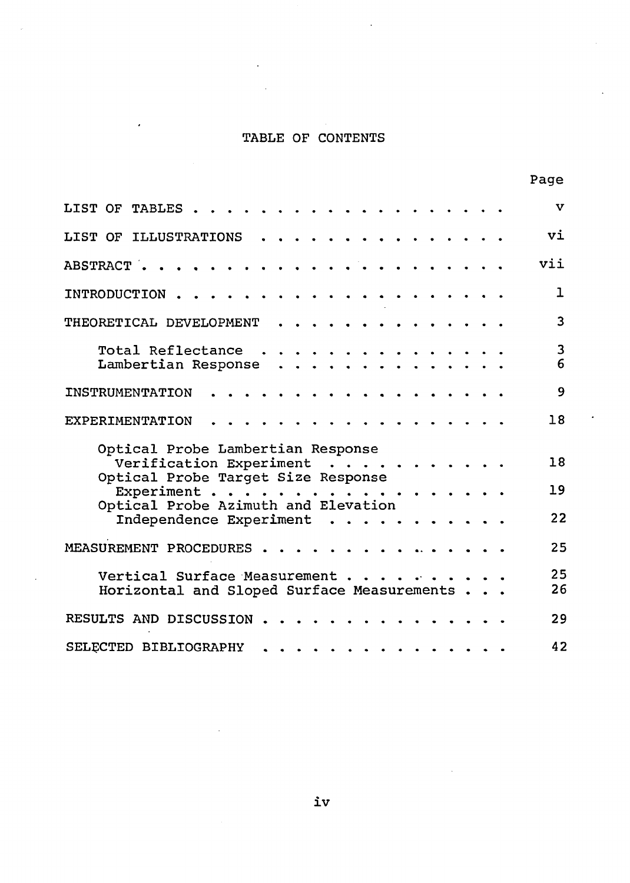# TABLE OF CONTENTS

| | Page |
|---|---|
| LIST OF TABLES | v |
| LIST OF ILLUSTRATIONS | vi |
| ABSTRACT | vii |
| INTRODUCTION | 1 |
| THEORETICAL DEVELOPMENT | 3 |
| Total Reflectance | 3 |
| Lambertian Response | 6 |
| INSTRUMENTATION | 9 |
| EXPERIMENTATION | 18 |
| Optical Probe Lambertian Response Verification Experiment | 18 |
| Optical Probe Target Size Response Experiment | 19 |
| Optical Probe Azimuth and Elevation Independence Experiment | 22 |
| MEASUREMENT PROCEDURES | 25 |
| Vertical Surface Measurement | 25 |
| Horizontal and Sloped Surface Measurements | 26 |
| RESULTS AND DISCUSSION | 29 |
| SELECTED BIBLIOGRAPHY | 42 |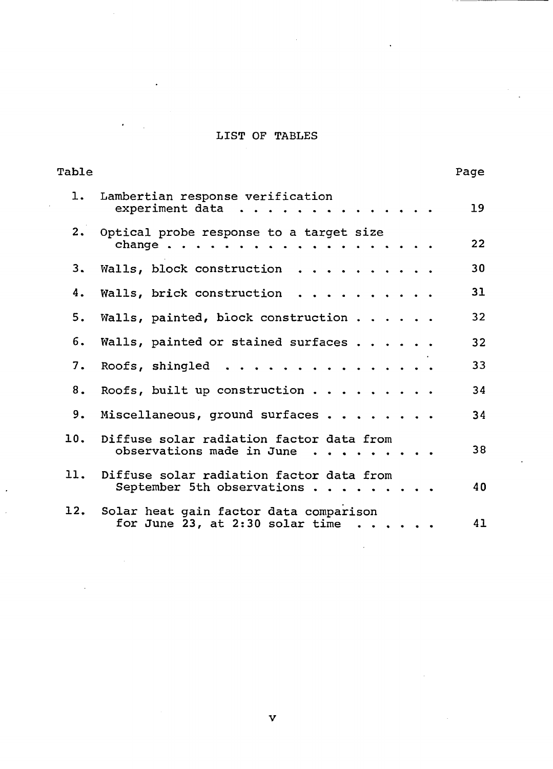# LIST OF TABLES

| Table | | Page |
|---|---|---|
| 1. | Lambertian response verification experiment data | 19 |
| 2. | Optical probe response to a target size change | 22 |
| 3. | Walls, block construction | 30 |
| 4. | Walls, brick construction | 31 |
| 5. | Walls, painted, block construction | 32 |
| 6. | Walls, painted or stained surfaces | 32 |
| 7. | Roofs, shingled | 33 |
| 8. | Roofs, built up construction | 34 |
| 9. | Miscellaneous, ground surfaces | 34 |
| 10. | Diffuse solar radiation factor data from observations made in June | 38 |
| 11. | Diffuse solar radiation factor data from September 5th observations | 40 |
| 12. | Solar heat gain factor data comparison for June 23, at 2:30 solar time | 41 |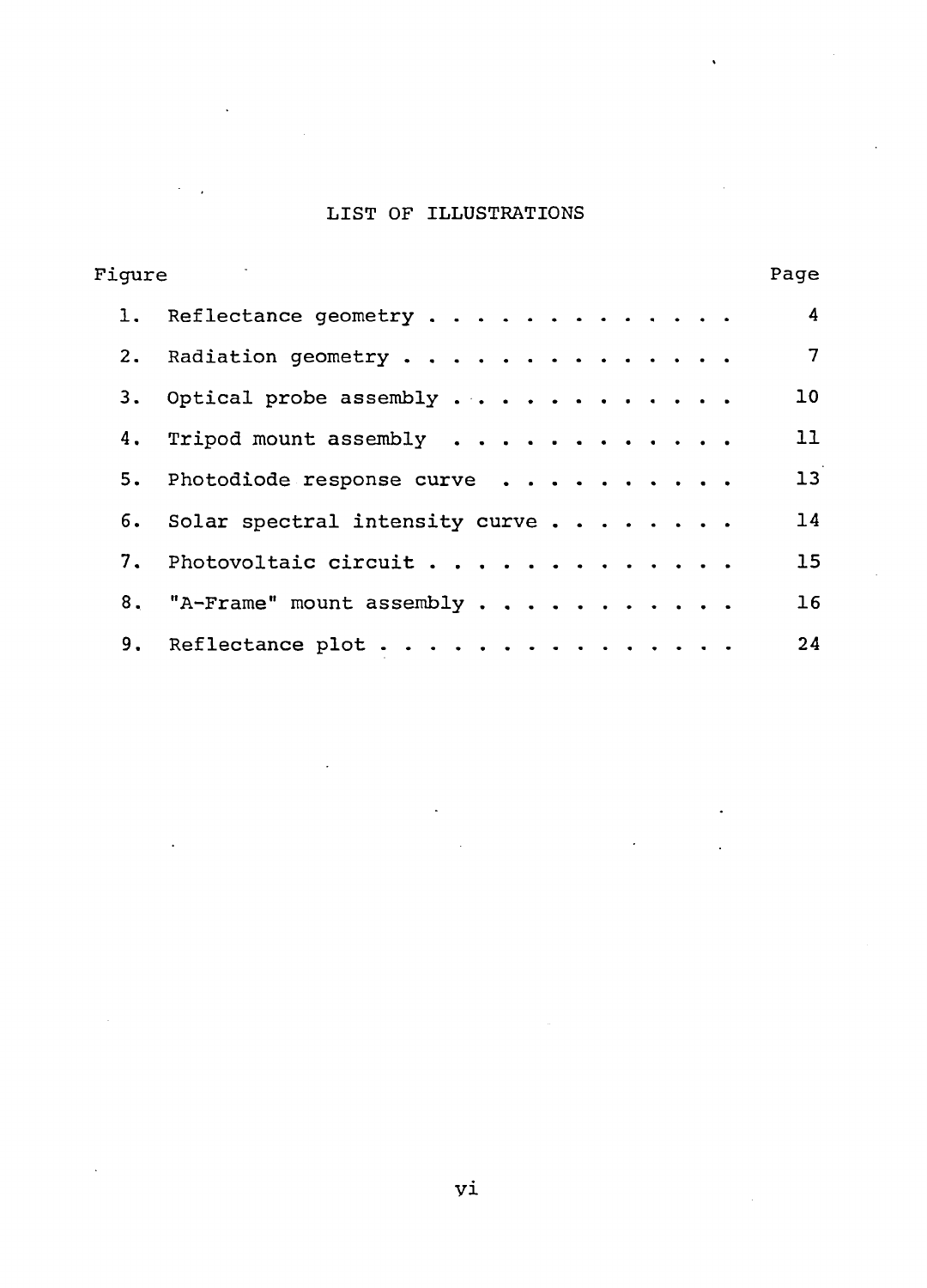# LIST OF ILLUSTRATIONS

| Figure | | Page |
|---|---|---|
| 1. | Reflectance geometry | 4 |
| 2. | Radiation geometry | 7 |
| 3. | Optical probe assembly | 10 |
| 4. | Tripod mount assembly | 11 |
| 5. | Photodiode response curve | 13 |
| 6. | Solar spectral intensity curve | 14 |
| 7. | Photovoltaic circuit | 15 |
| 8. | "A-Frame" mount assembly | 16 |
| 9. | Reflectance plot | 24 |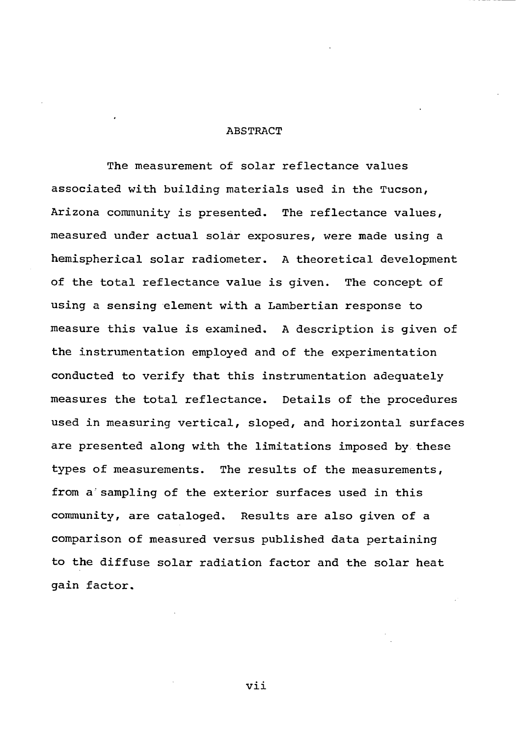# ABSTRACT

The measurement of solar reflectance values associated with building materials used in the Tucson, Arizona community is presented. The reflectance values, measured under actual solar exposures, were made using a hemispherical solar radiometer. A theoretical development of the total reflectance value is given. The concept of using a sensing element with a Lambertian response to measure this value is examined. A description is given of the instrumentation employed and of the experimentation conducted to verify that this instrumentation adequately measures the total reflectance. Details of the procedures used in measuring vertical, sloped, and horizontal surfaces are presented along with the limitations imposed by these types of measurements. The results of the measurements, from a sampling of the exterior surfaces used in this community, are cataloged. Results are also given of a comparison of measured versus published data pertaining to the diffuse solar radiation factor and the solar heat gain factor.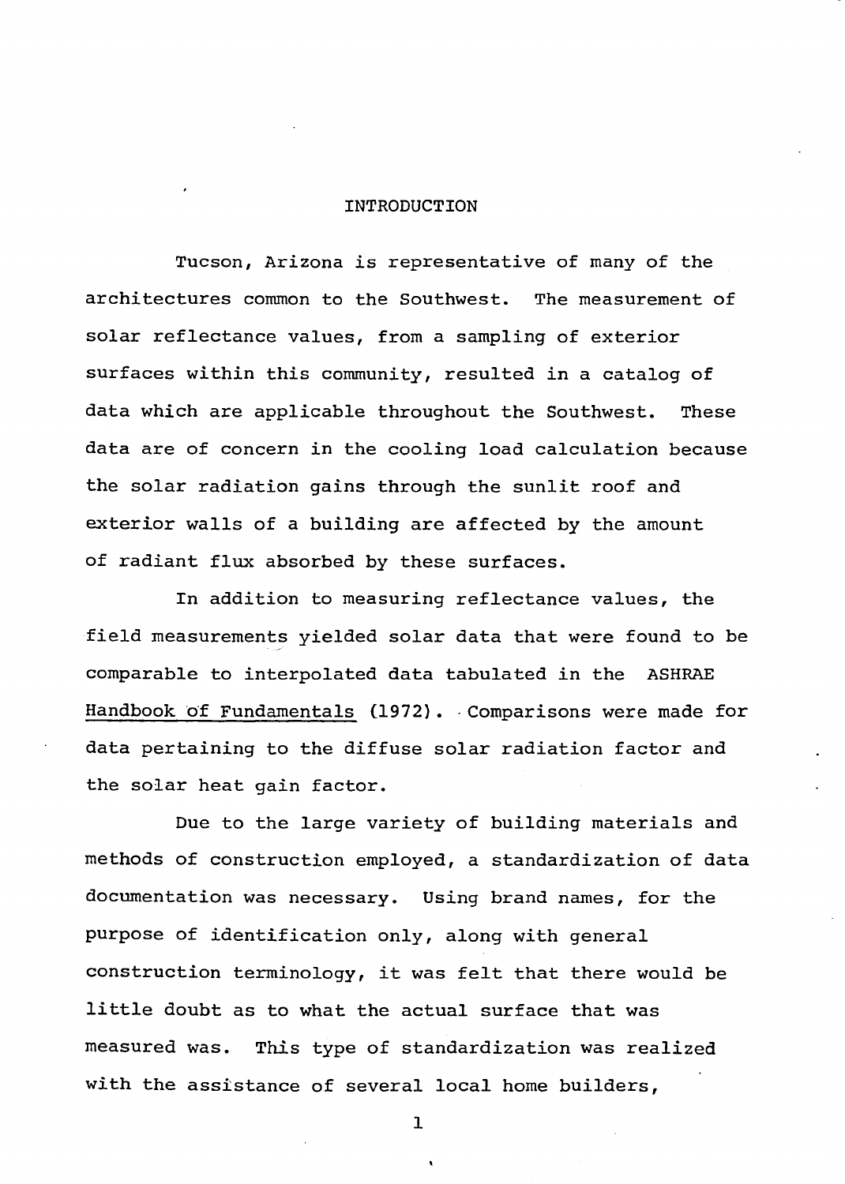# INTRODUCTION

Tucson, Arizona is representative of many of the architectures common to the Southwest. The measurement of solar reflectance values, from a sampling of exterior surfaces within this community, resulted in a catalog of data which are applicable throughout the Southwest. These data are of concern in the cooling load calculation because the solar radiation gains through the sunlit roof and exterior walls of a building are affected by the amount of radiant flux absorbed by these surfaces.

In addition to measuring reflectance values, the field measurements yielded solar data that were found to be comparable to interpolated data tabulated in the ASHRAE Handbook of Fundamentals (1972). Comparisons were made for data pertaining to the diffuse solar radiation factor and the solar heat gain factor.

Due to the large variety of building materials and methods of construction employed, a standardization of data documentation was necessary. Using brand names, for the purpose of identification only, along with general construction terminology, it was felt that there would be little doubt as to what the actual surface that was measured was. This type of standardization was realized with the assistance of several local home builders,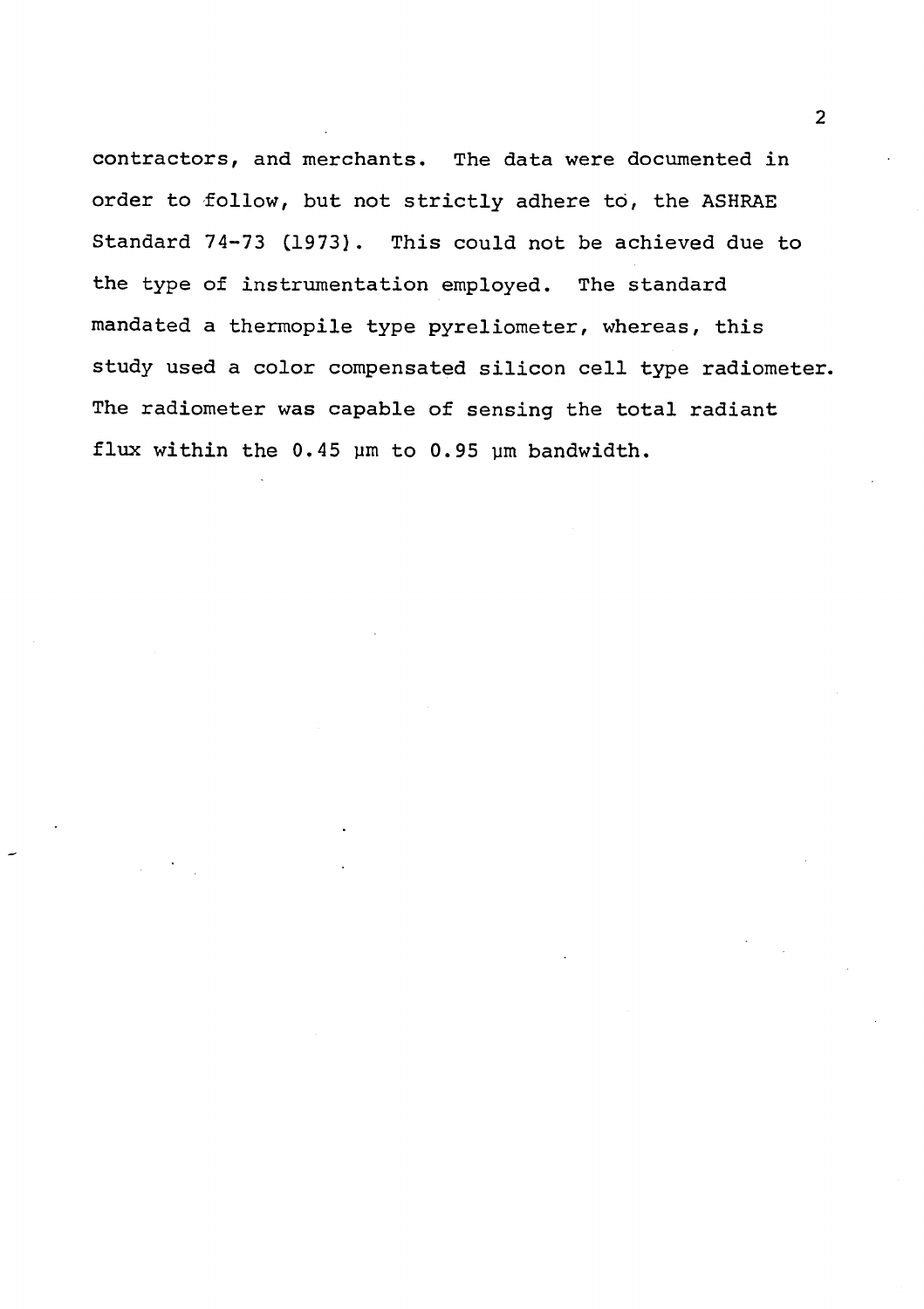contractors, and merchants. The data were documented in order to follow, but not strictly adhere to, the ASHRAE Standard 74-73 (1973). This could not be achieved due to the type of instrumentation employed. The standard mandated a thermopile type pyreliometer, whereas, this study used a color compensated silicon cell type radiometer. The radiometer was capable of sensing the total radiant flux within the 0.45 μm to 0.95 μm bandwidth.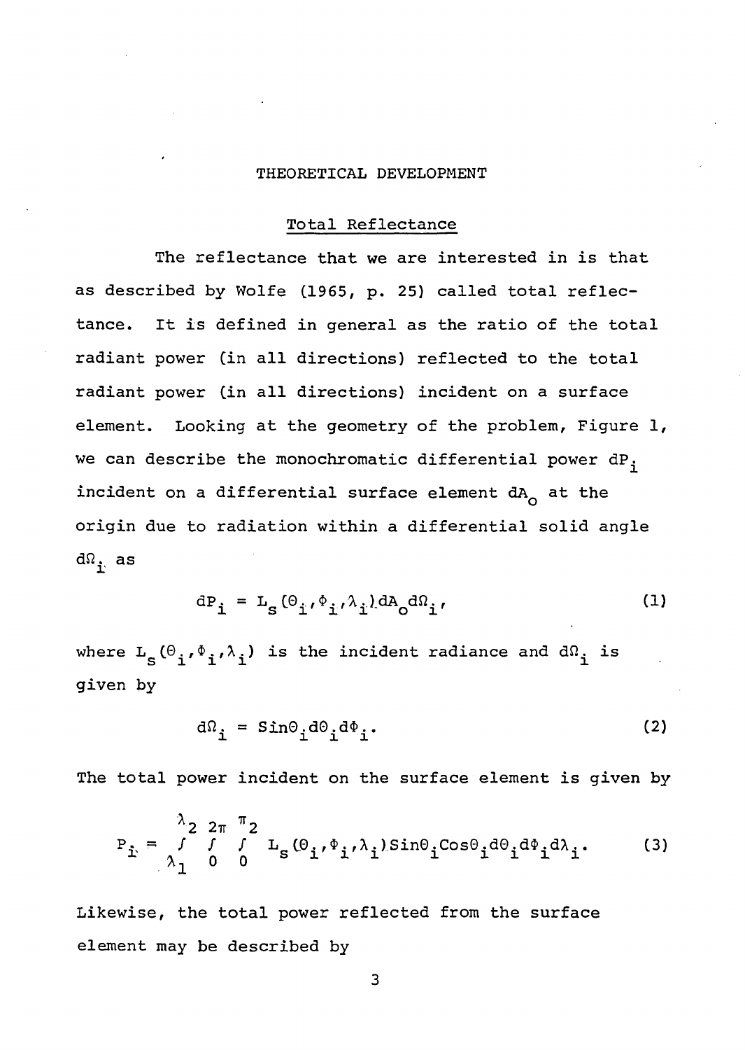# THEORETICAL DEVELOPMENT

## Total Reflectance

The reflectance that we are interested in is that as described by Wolfe (1965, p. 25) called total reflectance. It is defined in general as the ratio of the total radiant power (in all directions) reflected to the total radiant power (in all directions) incident on a surface element. Looking at the geometry of the problem, Figure 1, we can describe the monochromatic differential power $dP_i$ incident on a differential surface element $dA_o$ at the origin due to radiation within a differential solid angle $d\Omega_i$ as

$$dP_i = L_s(\Theta_i, \Phi_i, \lambda_i) dA_o d\Omega_i, \tag{1}$$

where $L_s(\Theta_i, \Phi_i, \lambda_i)$ is the incident radiance and $d\Omega_i$ is given by

$$d\Omega_i = \text{Sin}\Theta_i d\Theta_i d\Phi_i. \tag{2}$$

The total power incident on the surface element is given by

$$P_i = \int_{\lambda_1}^{\lambda_2} \int_0^{2\pi} \int_0^{\pi_2} L_s(\Theta_i, \Phi_i, \lambda_i) \text{Sin}\Theta_i \text{Cos}\Theta_i d\Theta_i d\Phi_i d\lambda_i. \tag{3}$$

Likewise, the total power reflected from the surface element may be described by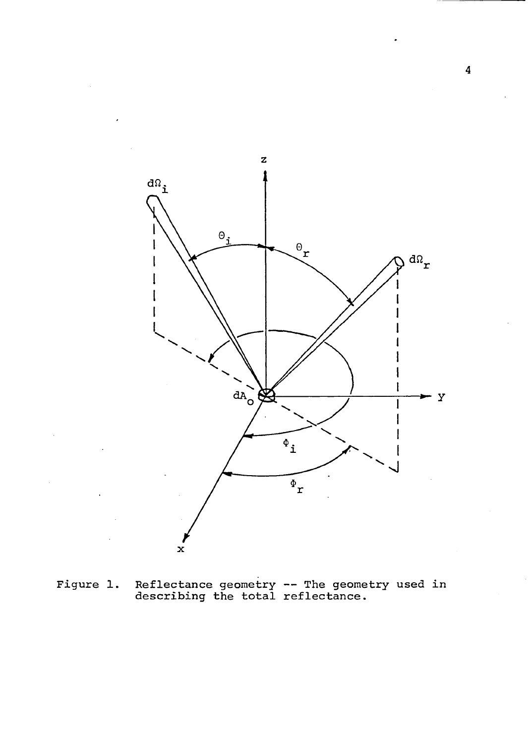Figure 1. Reflectance geometry -- The geometry used in describing the total reflectance.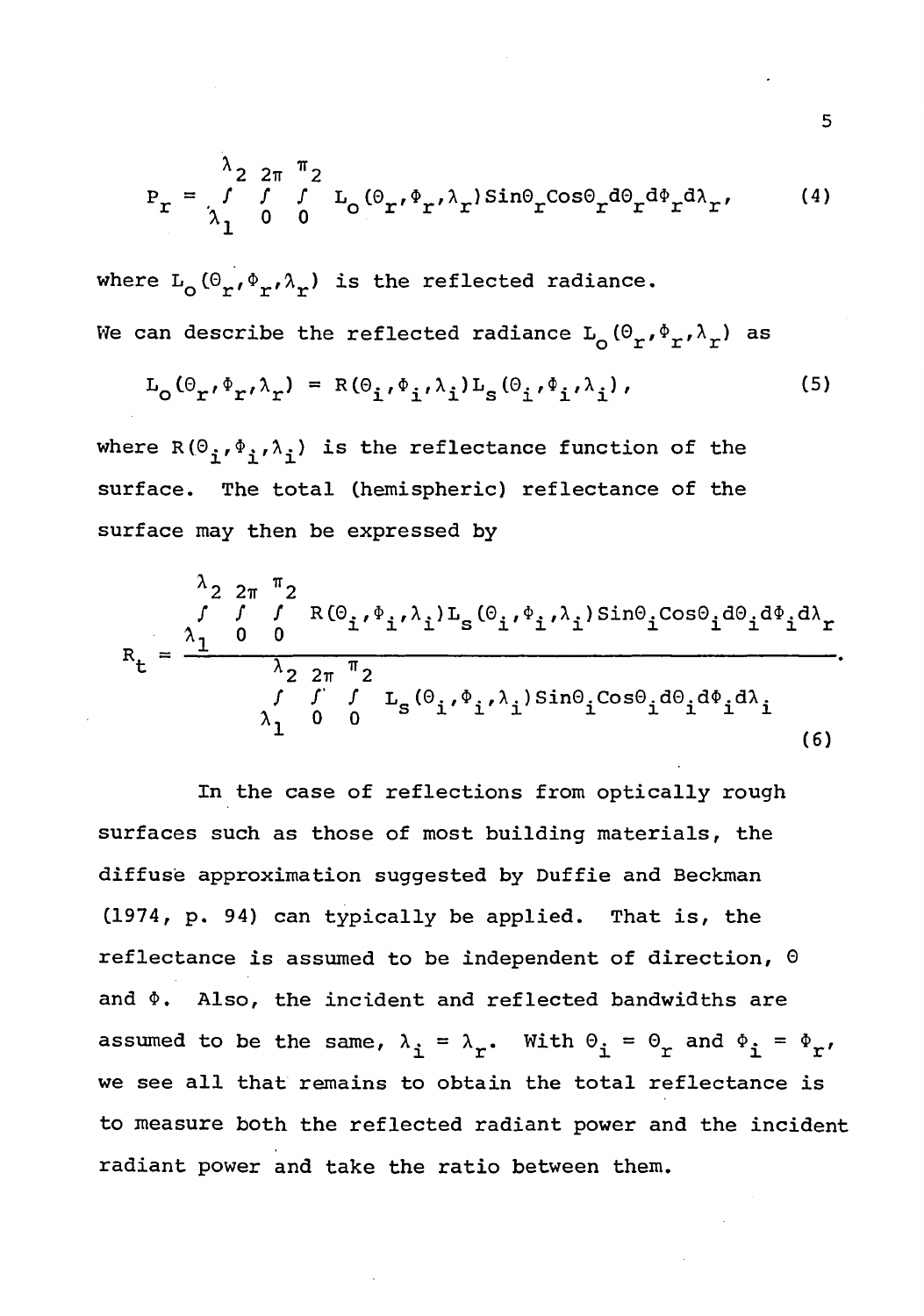$$P_r = \int_{\lambda_1}^{\lambda_2} \int_0^{2\pi} \int_0^{\pi_2} L_o(\Theta_r, \Phi_r, \lambda_r) \, \text{Sin}\Theta_r \text{Cos}\Theta_r \, d\Theta_r d\Phi_r d\lambda_r, \tag{4}$$

where $L_o(\Theta_r, \Phi_r, \lambda_r)$ is the reflected radiance.

We can describe the reflected radiance $L_o(\Theta_r, \Phi_r, \lambda_r)$ as

$$L_o(\Theta_r, \Phi_r, \lambda_r) = R(\Theta_i, \Phi_i, \lambda_i) L_s(\Theta_i, \Phi_i, \lambda_i), \tag{5}$$

where $R(\Theta_i, \Phi_i, \lambda_i)$ is the reflectance function of the surface. The total (hemispheric) reflectance of the surface may then be expressed by

$$R_t = \frac{\int_{\lambda_1}^{\lambda_2} \int_0^{2\pi} \int_0^{\pi_2} R(\Theta_i, \Phi_i, \lambda_i) L_s(\Theta_i, \Phi_i, \lambda_i) \, \text{Sin}\Theta_i \text{Cos}\Theta_i \, d\Theta_i d\Phi_i d\lambda_r}{\int_{\lambda_1}^{\lambda_2} \int_0^{2\pi} \int_0^{\pi_2} L_s(\Theta_i, \Phi_i, \lambda_i) \, \text{Sin}\Theta_i \text{Cos}\Theta_i \, d\Theta_i d\Phi_i d\lambda_i}. \tag{6}$$

In the case of reflections from optically rough surfaces such as those of most building materials, the diffuse approximation suggested by Duffie and Beckman (1974, p. 94) can typically be applied. That is, the reflectance is assumed to be independent of direction, $\Theta$ and $\Phi$. Also, the incident and reflected bandwidths are assumed to be the same, $\lambda_i = \lambda_r$. With $\Theta_i = \Theta_r$ and $\Phi_i = \Phi_r$, we see all that remains to obtain the total reflectance is to measure both the reflected radiant power and the incident radiant power and take the ratio between them.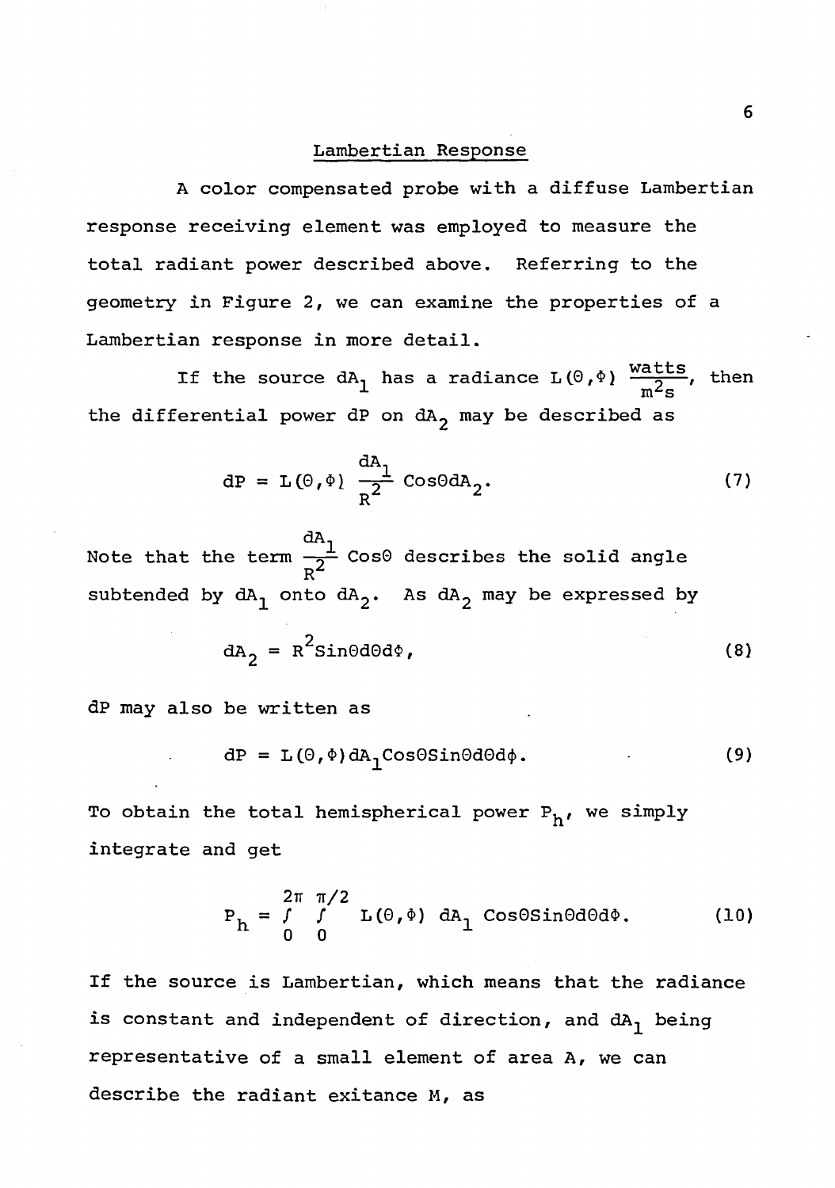## Lambertian Response

A color compensated probe with a diffuse Lambertian response receiving element was employed to measure the total radiant power described above. Referring to the geometry in Figure 2, we can examine the properties of a Lambertian response in more detail.

If the source $dA_1$ has a radiance $L(\Theta,\Phi)$ $\frac{\text{watts}}{m^2 s}$, then the differential power dP on $dA_2$ may be described as

$$dP = L(\Theta,\Phi)\ \frac{dA_1}{R^2}\ \text{Cos}\Theta dA_2. \tag{7}$$

Note that the term $\frac{dA_1}{R^2}$ Cos$\Theta$ describes the solid angle subtended by $dA_1$ onto $dA_2$. As $dA_2$ may be expressed by

$$dA_2 = R^2 \text{Sin}\Theta d\Theta d\Phi, \tag{8}$$

dP may also be written as

$$dP = L(\Theta,\Phi) dA_1 \text{Cos}\Theta \text{Sin}\Theta d\Theta d\phi. \tag{9}$$

To obtain the total hemispherical power $P_h$, we simply integrate and get

$$P_h = \int_0^{2\pi} \int_0^{\pi/2} L(\Theta,\Phi)\ dA_1\ \text{Cos}\Theta \text{Sin}\Theta d\Theta d\Phi. \tag{10}$$

If the source is Lambertian, which means that the radiance is constant and independent of direction, and $dA_1$ being representative of a small element of area A, we can describe the radiant exitance M, as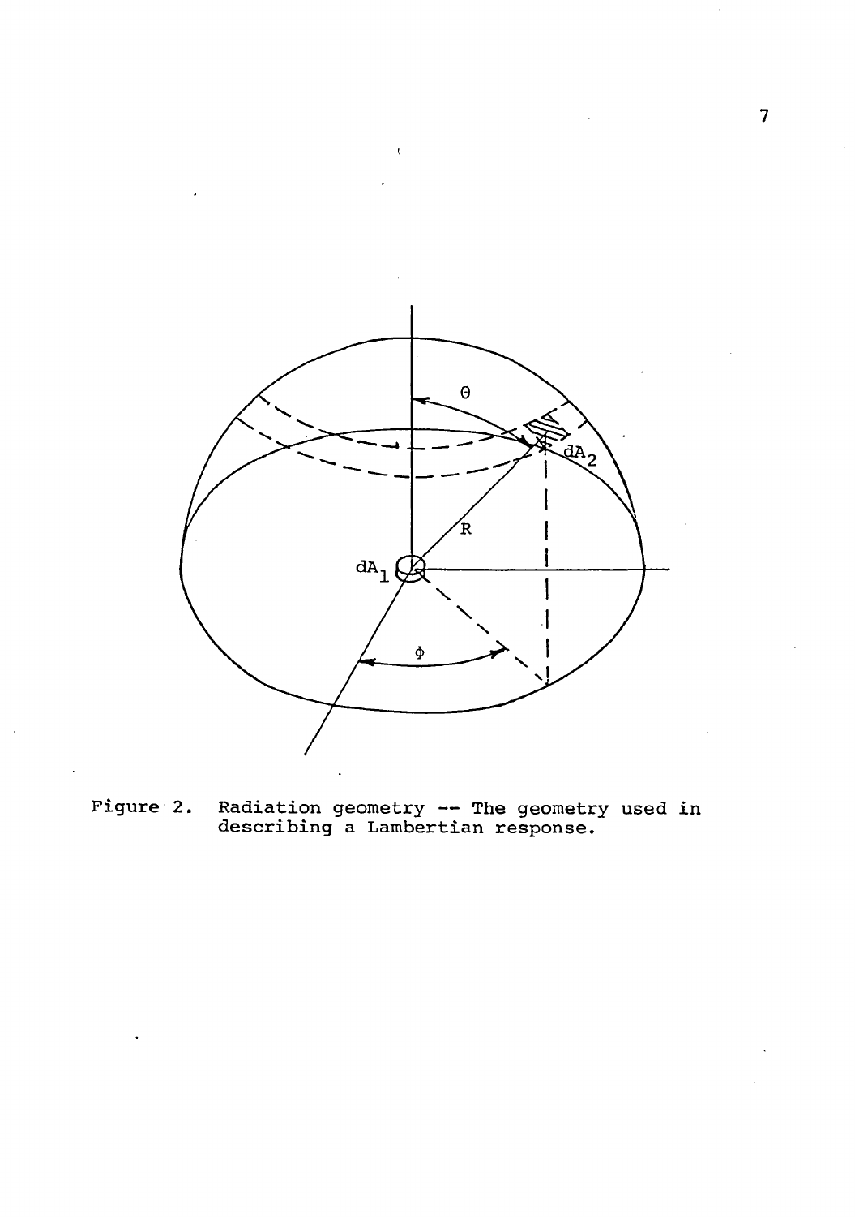Figure 2. Radiation geometry -- The geometry used in describing a Lambertian response.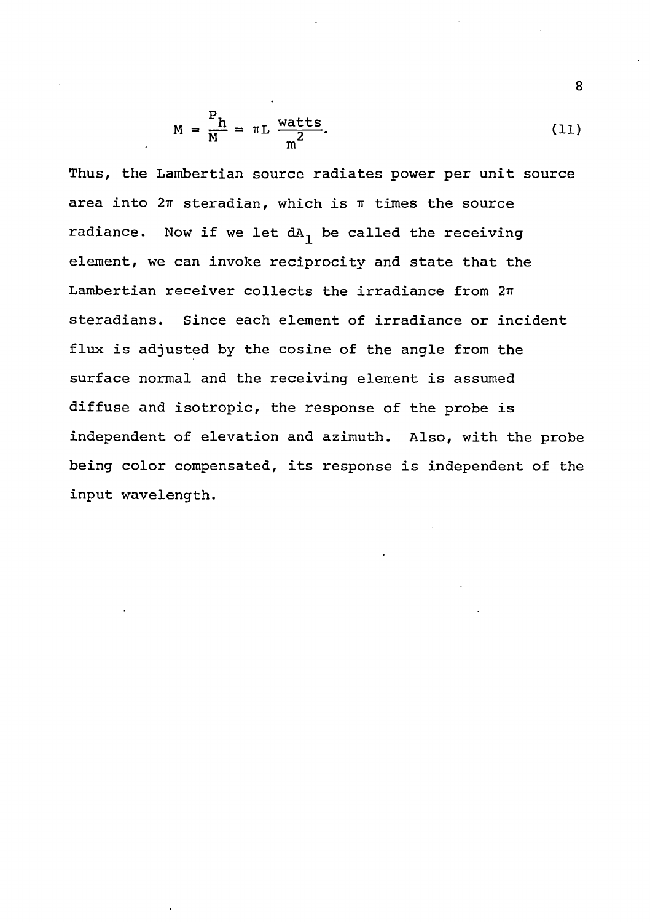$$M = \frac{P_h}{M} = \pi L \ \frac{\text{watts}}{m^2}. \tag{11}$$

Thus, the Lambertian source radiates power per unit source area into $2\pi$ steradian, which is $\pi$ times the source radiance. Now if we let $dA_1$ be called the receiving element, we can invoke reciprocity and state that the Lambertian receiver collects the irradiance from $2\pi$ steradians. Since each element of irradiance or incident flux is adjusted by the cosine of the angle from the surface normal and the receiving element is assumed diffuse and isotropic, the response of the probe is independent of elevation and azimuth. Also, with the probe being color compensated, its response is independent of the input wavelength.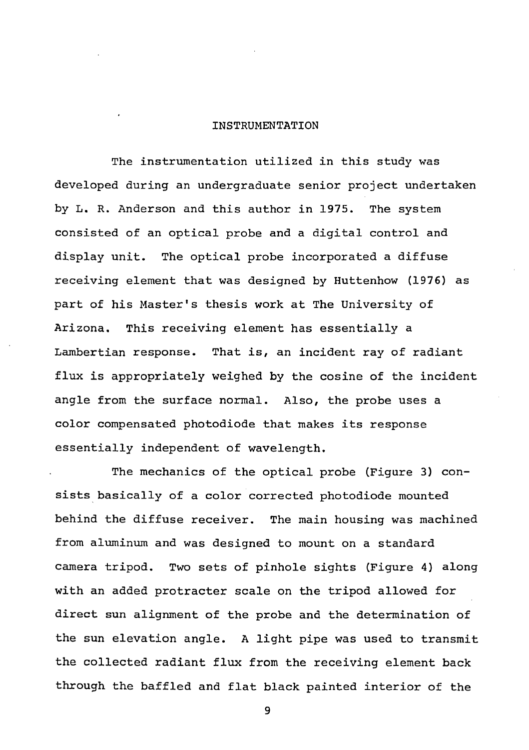# INSTRUMENTATION

The instrumentation utilized in this study was developed during an undergraduate senior project undertaken by L. R. Anderson and this author in 1975. The system consisted of an optical probe and a digital control and display unit. The optical probe incorporated a diffuse receiving element that was designed by Huttenhow (1976) as part of his Master's thesis work at The University of Arizona. This receiving element has essentially a Lambertian response. That is, an incident ray of radiant flux is appropriately weighed by the cosine of the incident angle from the surface normal. Also, the probe uses a color compensated photodiode that makes its response essentially independent of wavelength.

The mechanics of the optical probe (Figure 3) consists basically of a color corrected photodiode mounted behind the diffuse receiver. The main housing was machined from aluminum and was designed to mount on a standard camera tripod. Two sets of pinhole sights (Figure 4) along with an added protracter scale on the tripod allowed for direct sun alignment of the probe and the determination of the sun elevation angle. A light pipe was used to transmit the collected radiant flux from the receiving element back through the baffled and flat black painted interior of the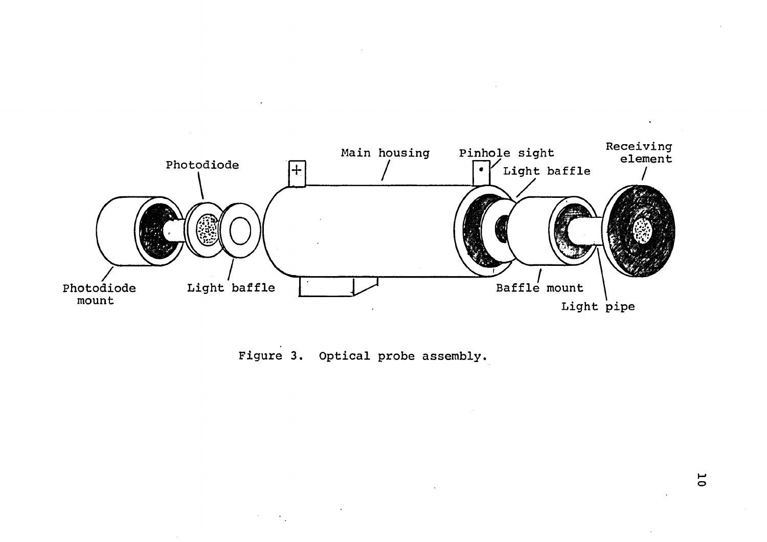Figure 3. Optical probe assembly.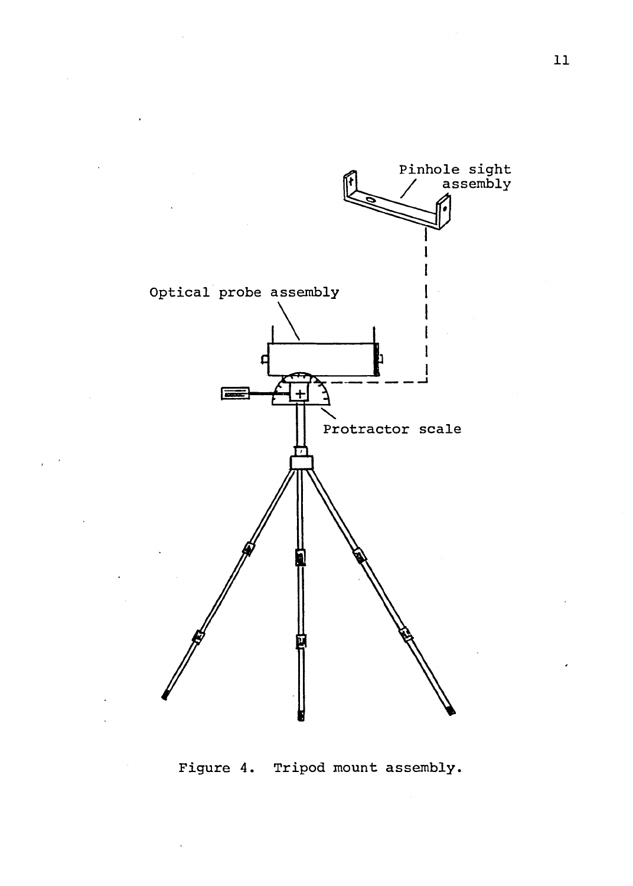Figure 4. Tripod mount assembly.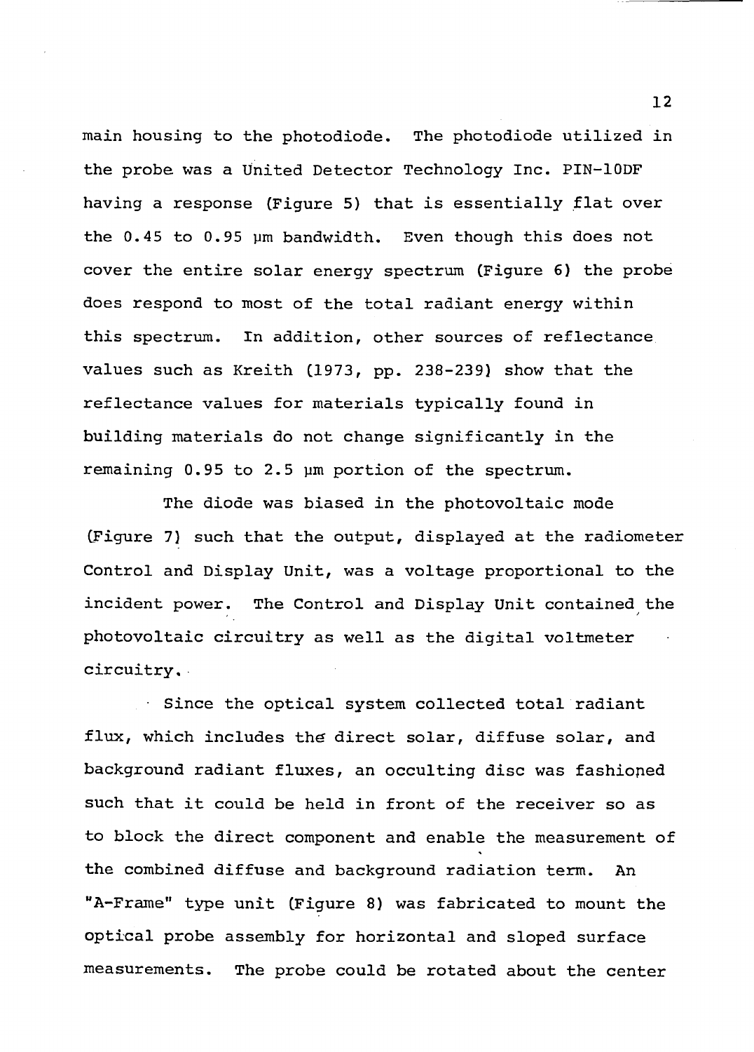main housing to the photodiode. The photodiode utilized in the probe was a United Detector Technology Inc. PIN-10DF having a response (Figure 5) that is essentially flat over the 0.45 to 0.95 μm bandwidth. Even though this does not cover the entire solar energy spectrum (Figure 6) the probe does respond to most of the total radiant energy within this spectrum. In addition, other sources of reflectance values such as Kreith (1973, pp. 238-239) show that the reflectance values for materials typically found in building materials do not change significantly in the remaining 0.95 to 2.5 μm portion of the spectrum.

The diode was biased in the photovoltaic mode (Figure 7) such that the output, displayed at the radiometer Control and Display Unit, was a voltage proportional to the incident power. The Control and Display Unit contained the photovoltaic circuitry as well as the digital voltmeter circuitry.

Since the optical system collected total radiant flux, which includes the direct solar, diffuse solar, and background radiant fluxes, an occulting disc was fashioned such that it could be held in front of the receiver so as to block the direct component and enable the measurement of the combined diffuse and background radiation term. An "A-Frame" type unit (Figure 8) was fabricated to mount the optical probe assembly for horizontal and sloped surface measurements. The probe could be rotated about the center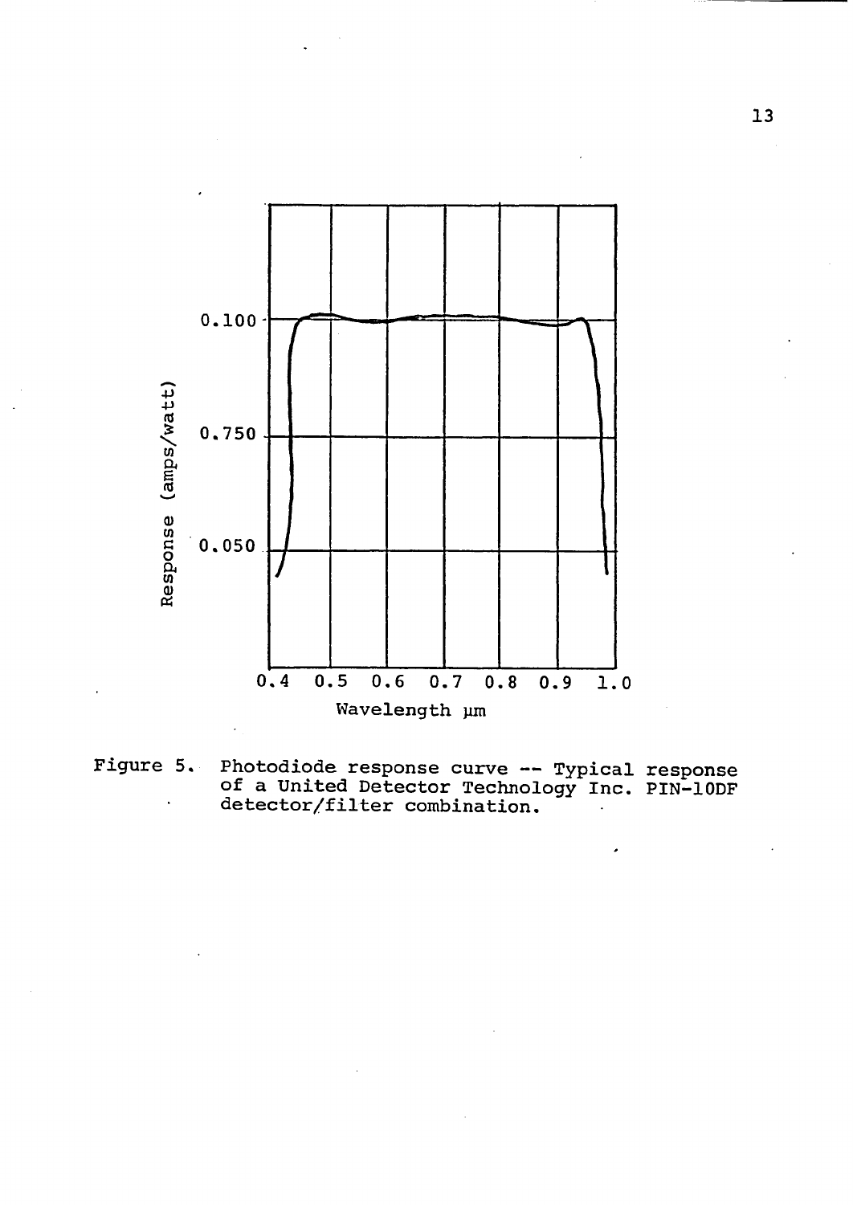Figure 5. Photodiode response curve -- Typical response of a United Detector Technology Inc. PIN-10DF detector/filter combination.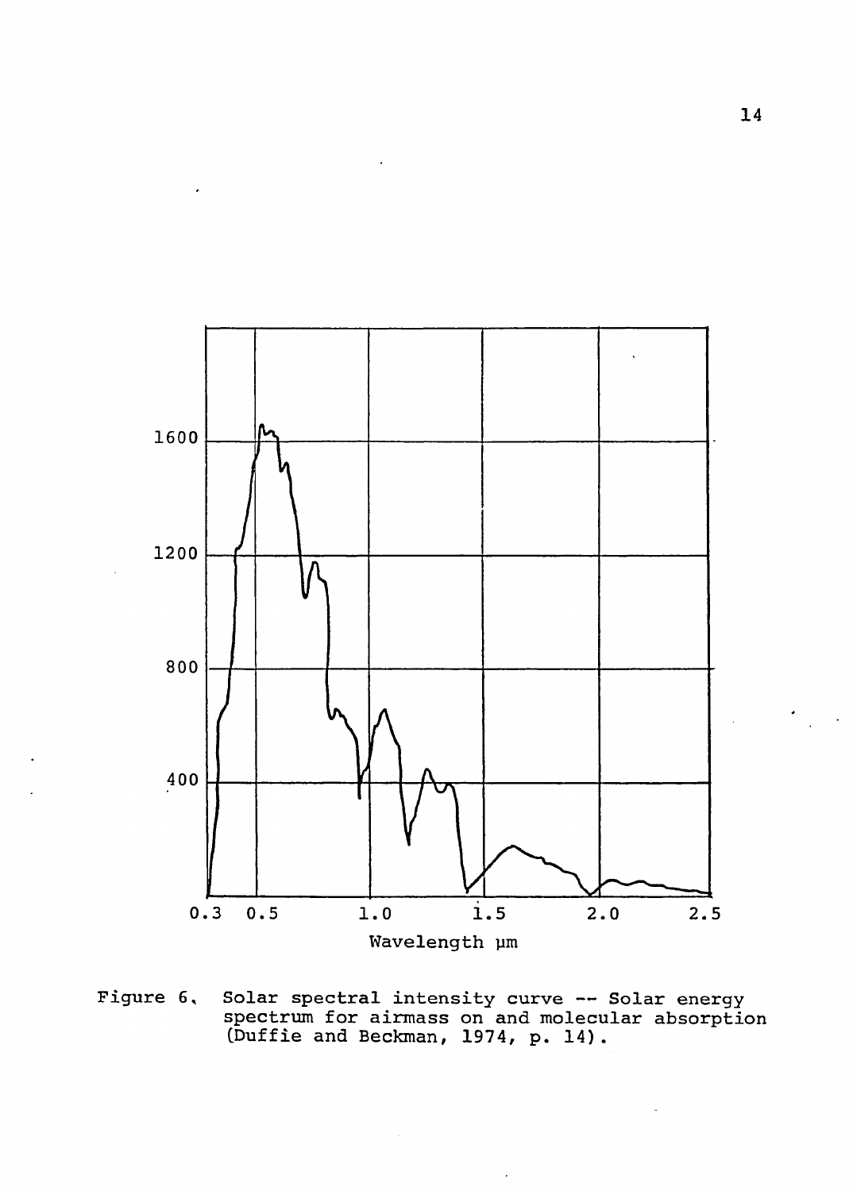Figure 6. Solar spectral intensity curve -- Solar energy spectrum for airmass on and molecular absorption (Duffie and Beckman, 1974, p. 14).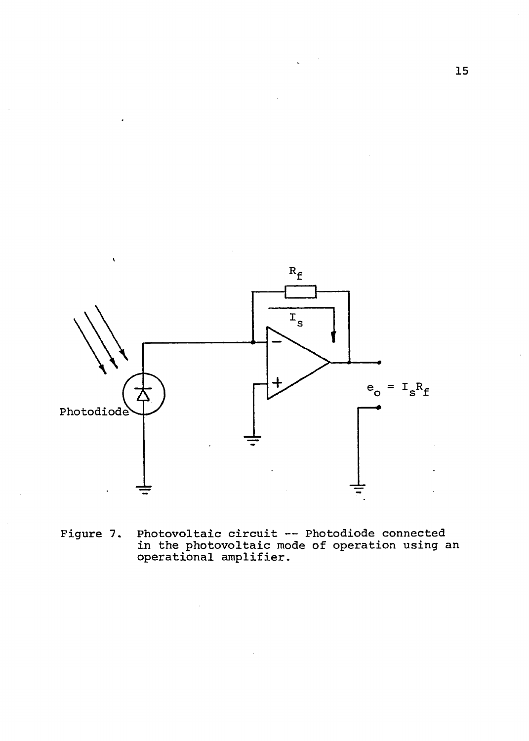Figure 7. Photovoltaic circuit -- Photodiode connected in the photovoltaic mode of operation using an operational amplifier.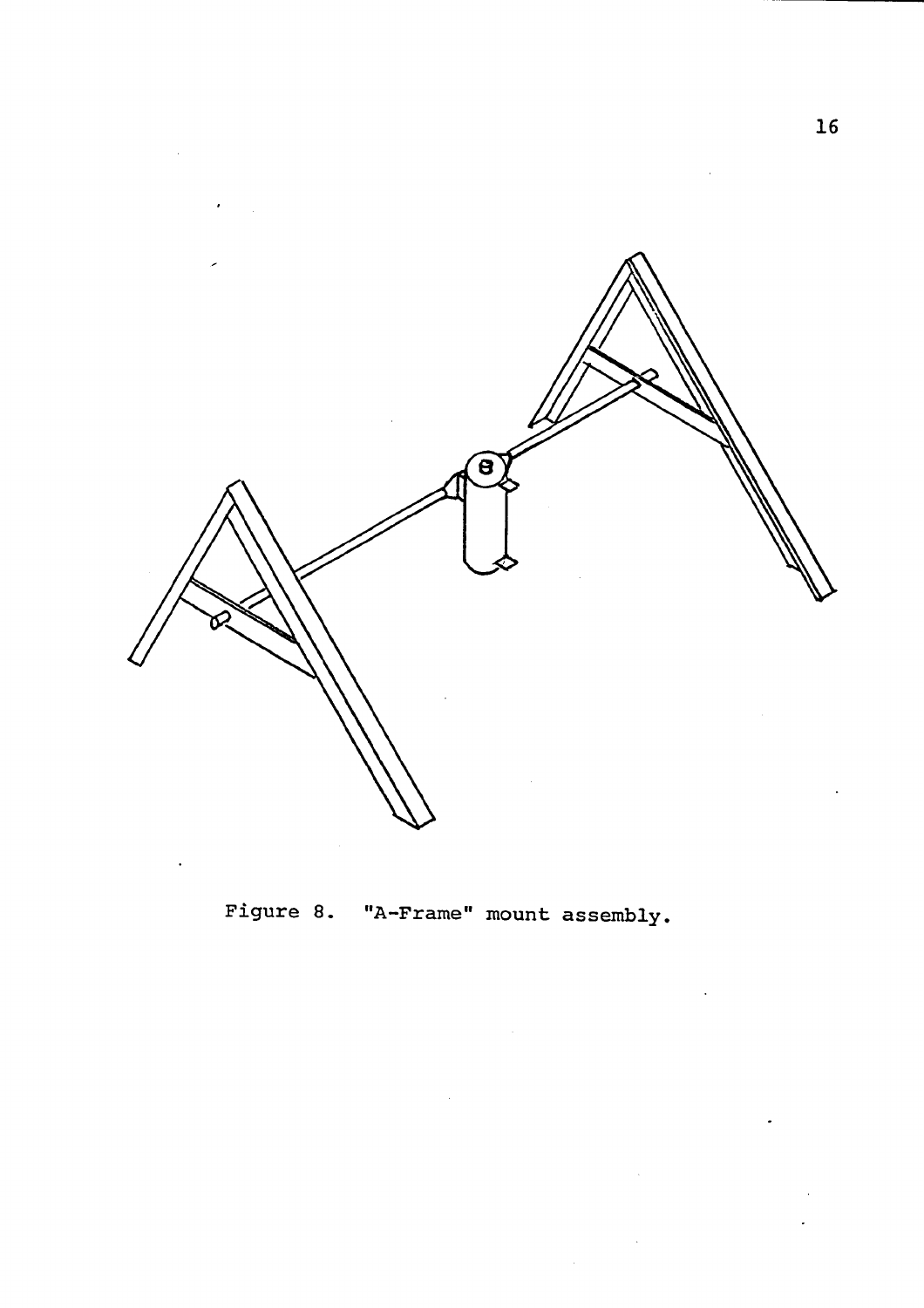Figure 8. "A-Frame" mount assembly.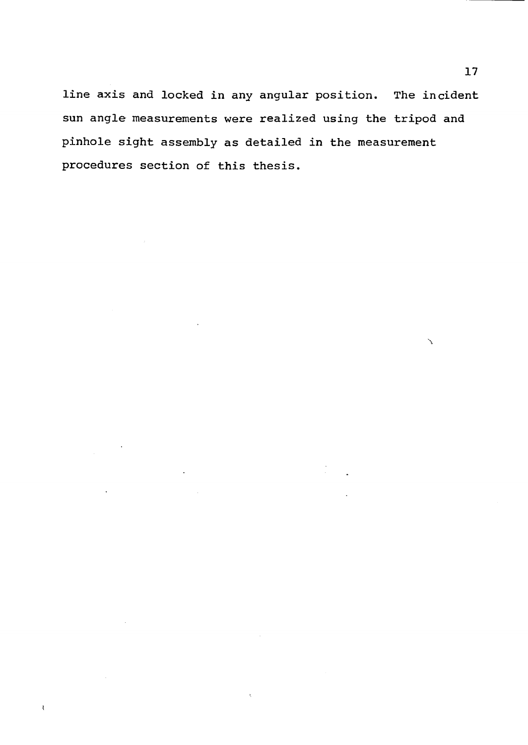line axis and locked in any angular position. The incident sun angle measurements were realized using the tripod and pinhole sight assembly as detailed in the measurement procedures section of this thesis.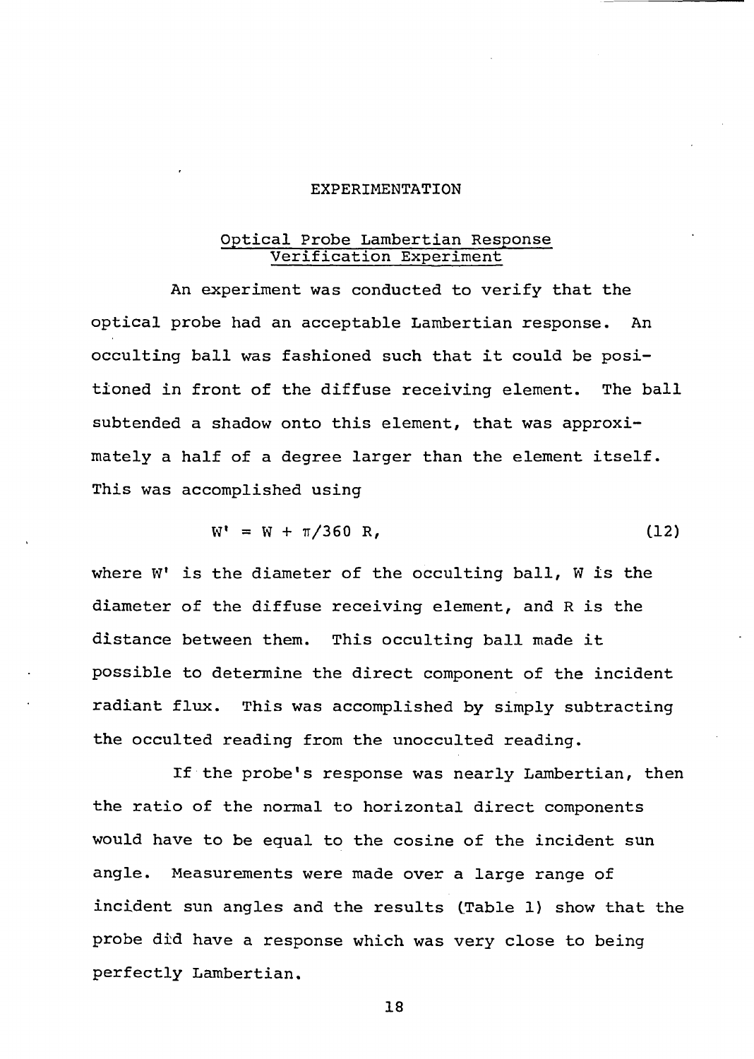# EXPERIMENTATION

## Optical Probe Lambertian Response Verification Experiment

An experiment was conducted to verify that the optical probe had an acceptable Lambertian response. An occulting ball was fashioned such that it could be positioned in front of the diffuse receiving element. The ball subtended a shadow onto this element, that was approximately a half of a degree larger than the element itself. This was accomplished using

$$W' = W + \pi/360 \; R, \tag{12}$$

where $W'$ is the diameter of the occulting ball, $W$ is the diameter of the diffuse receiving element, and $R$ is the distance between them. This occulting ball made it possible to determine the direct component of the incident radiant flux. This was accomplished by simply subtracting the occulted reading from the unocculted reading.

If the probe's response was nearly Lambertian, then the ratio of the normal to horizontal direct components would have to be equal to the cosine of the incident sun angle. Measurements were made over a large range of incident sun angles and the results (Table 1) show that the probe did have a response which was very close to being perfectly Lambertian.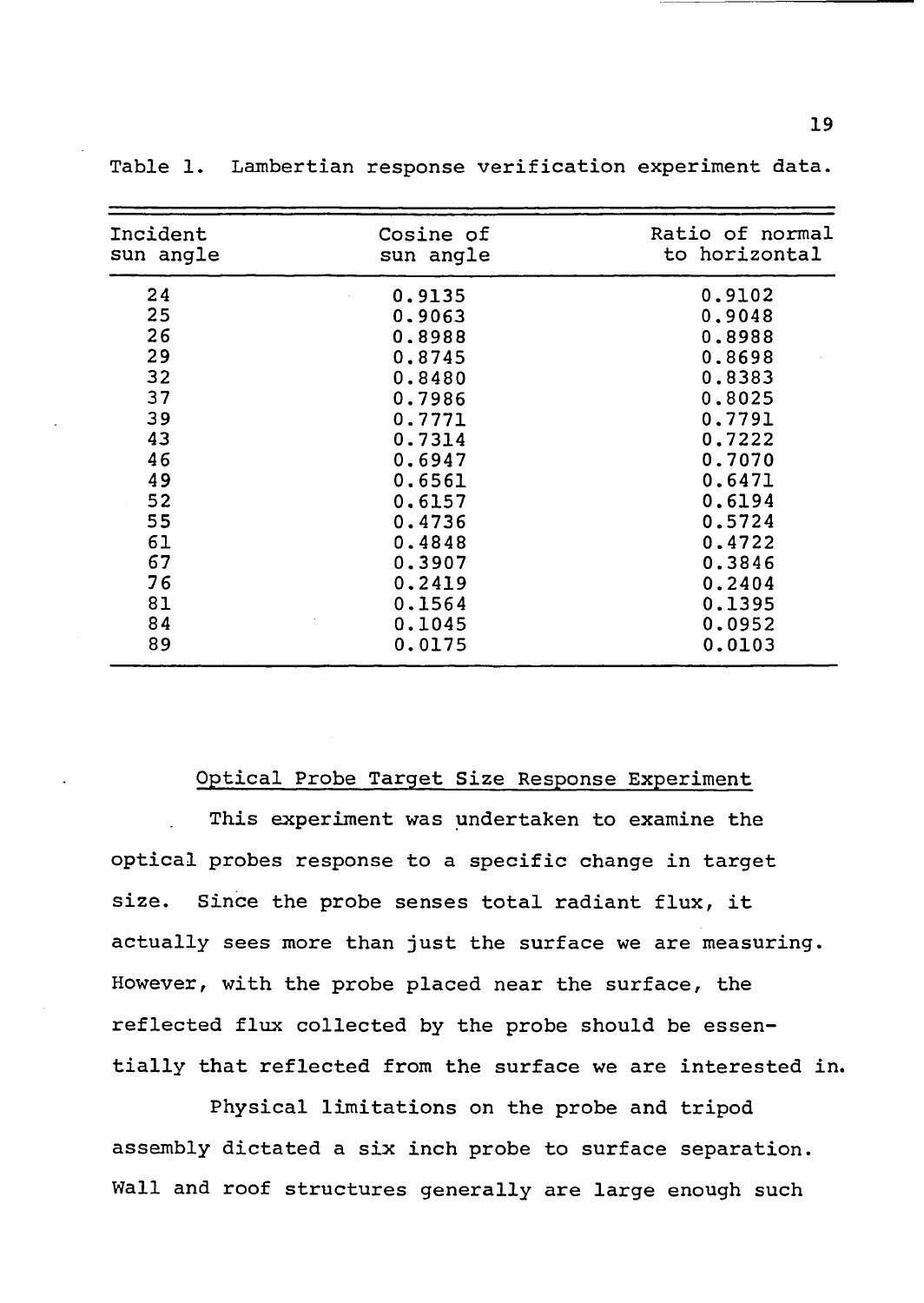Table 1. Lambertian response verification experiment data.

| Incident sun angle | Cosine of sun angle | Ratio of normal to horizontal |
|---|---|---|
| 24 | 0.9135 | 0.9102 |
| 25 | 0.9063 | 0.9048 |
| 26 | 0.8988 | 0.8988 |
| 29 | 0.8745 | 0.8698 |
| 32 | 0.8480 | 0.8383 |
| 37 | 0.7986 | 0.8025 |
| 39 | 0.7771 | 0.7791 |
| 43 | 0.7314 | 0.7222 |
| 46 | 0.6947 | 0.7070 |
| 49 | 0.6561 | 0.6471 |
| 52 | 0.6157 | 0.6194 |
| 55 | 0.4736 | 0.5724 |
| 61 | 0.4848 | 0.4722 |
| 67 | 0.3907 | 0.3846 |
| 76 | 0.2419 | 0.2404 |
| 81 | 0.1564 | 0.1395 |
| 84 | 0.1045 | 0.0952 |
| 89 | 0.0175 | 0.0103 |

## Optical Probe Target Size Response Experiment

This experiment was undertaken to examine the optical probes response to a specific change in target size. Since the probe senses total radiant flux, it actually sees more than just the surface we are measuring. However, with the probe placed near the surface, the reflected flux collected by the probe should be essentially that reflected from the surface we are interested in.

Physical limitations on the probe and tripod assembly dictated a six inch probe to surface separation. Wall and roof structures generally are large enough such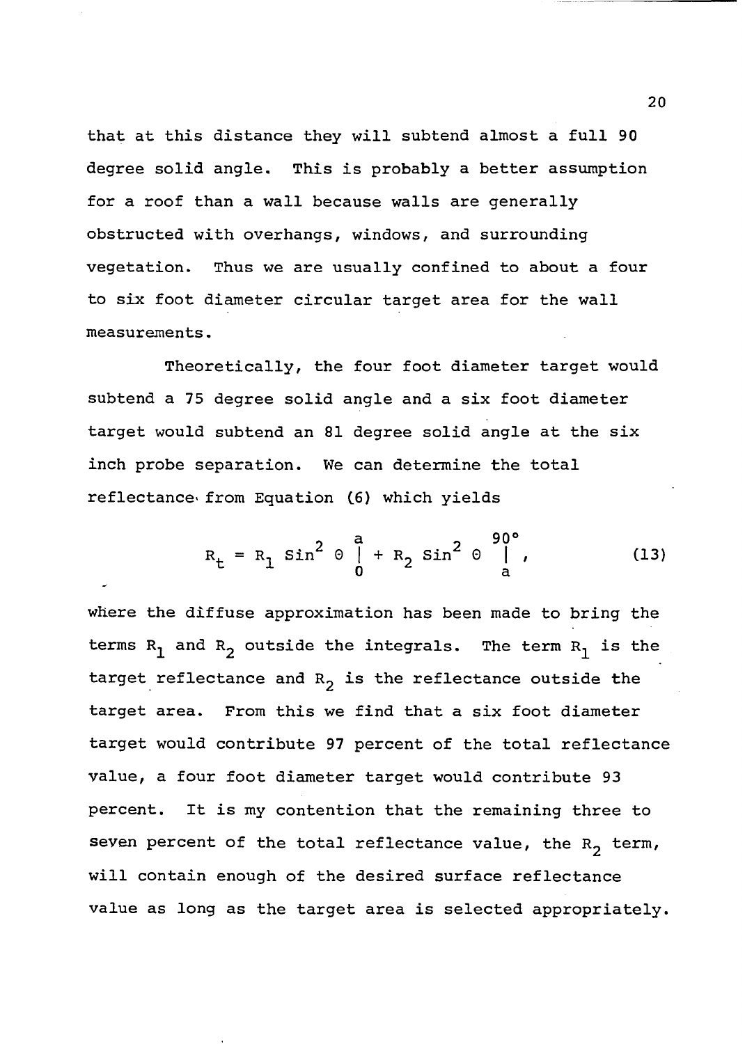that at this distance they will subtend almost a full 90 degree solid angle. This is probably a better assumption for a roof than a wall because walls are generally obstructed with overhangs, windows, and surrounding vegetation. Thus we are usually confined to about a four to six foot diameter circular target area for the wall measurements.

Theoretically, the four foot diameter target would subtend a 75 degree solid angle and a six foot diameter target would subtend an 81 degree solid angle at the six inch probe separation. We can determine the total reflectance from Equation (6) which yields

$$R_t = R_1 \sin^2 \theta \Big|_0^a + R_2 \sin^2 \theta \Big|_a^{90°} , \tag{13}$$

where the diffuse approximation has been made to bring the terms $R_1$ and $R_2$ outside the integrals. The term $R_1$ is the target reflectance and $R_2$ is the reflectance outside the target area. From this we find that a six foot diameter target would contribute 97 percent of the total reflectance value, a four foot diameter target would contribute 93 percent. It is my contention that the remaining three to seven percent of the total reflectance value, the $R_2$ term, will contain enough of the desired surface reflectance value as long as the target area is selected appropriately.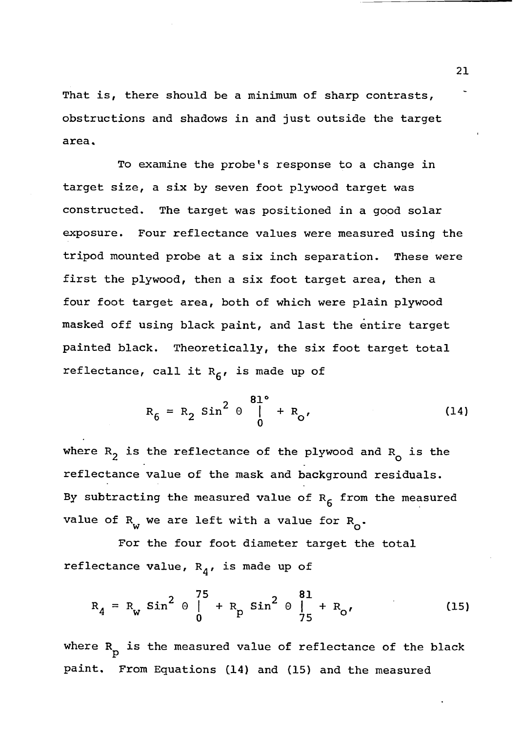That is, there should be a minimum of sharp contrasts, obstructions and shadows in and just outside the target area.

To examine the probe's response to a change in target size, a six by seven foot plywood target was constructed. The target was positioned in a good solar exposure. Four reflectance values were measured using the tripod mounted probe at a six inch separation. These were first the plywood, then a six foot target area, then a four foot target area, both of which were plain plywood masked off using black paint, and last the entire target painted black. Theoretically, the six foot target total reflectance, call it $R_6$, is made up of

$$R_6 = R_2 \, \text{Sin}^2 \, \Theta \Big|_{0}^{81°} + R_o, \tag{14}$$

where $R_2$ is the reflectance of the plywood and $R_o$ is the reflectance value of the mask and background residuals. By subtracting the measured value of $R_6$ from the measured value of $R_w$ we are left with a value for $R_o$.

For the four foot diameter target the total reflectance value, $R_4$, is made up of

$$R_4 = R_w \, \text{Sin}^2 \, \Theta \Big|_{0}^{75} + R_p \, \text{Sin}^2 \, \Theta \Big|_{75}^{81} + R_o, \tag{15}$$

where $R_p$ is the measured value of reflectance of the black paint. From Equations (14) and (15) and the measured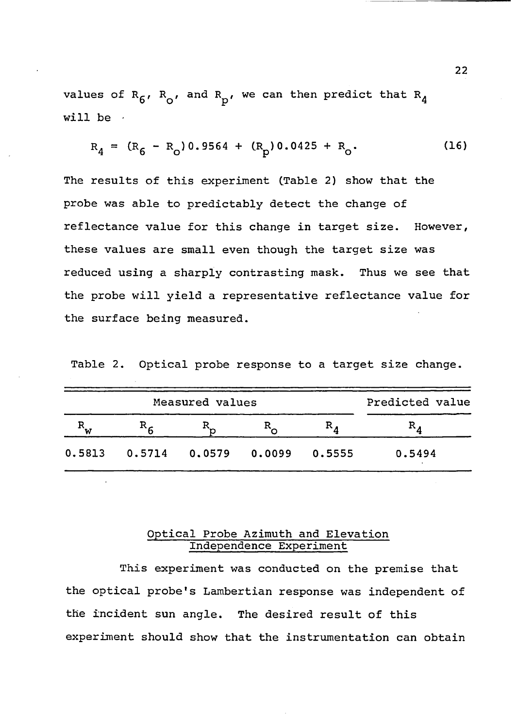values of $R_6$, $R_o$, and $R_p$, we can then predict that $R_4$ will be

$$R_4 = (R_6 - R_o)0.9564 + (R_p)0.0425 + R_o. \tag{16}$$

The results of this experiment (Table 2) show that the probe was able to predictably detect the change of reflectance value for this change in target size. However, these values are small even though the target size was reduced using a sharply contrasting mask. Thus we see that the probe will yield a representative reflectance value for the surface being measured.

Table 2. Optical probe response to a target size change.

| Measured values | | | | | Predicted value |
|---|---|---|---|---|---|
| $R_w$ | $R_6$ | $R_p$ | $R_o$ | $R_4$ | $R_4$ |
| 0.5813 | 0.5714 | 0.0579 | 0.0099 | 0.5555 | 0.5494 |

## Optical Probe Azimuth and Elevation Independence Experiment

This experiment was conducted on the premise that the optical probe's Lambertian response was independent of the incident sun angle. The desired result of this experiment should show that the instrumentation can obtain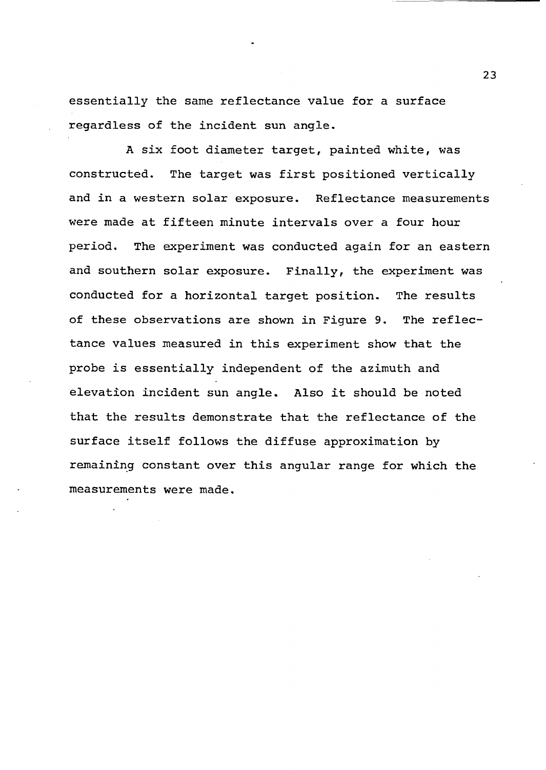essentially the same reflectance value for a surface regardless of the incident sun angle.

A six foot diameter target, painted white, was constructed. The target was first positioned vertically and in a western solar exposure. Reflectance measurements were made at fifteen minute intervals over a four hour period. The experiment was conducted again for an eastern and southern solar exposure. Finally, the experiment was conducted for a horizontal target position. The results of these observations are shown in Figure 9. The reflectance values measured in this experiment show that the probe is essentially independent of the azimuth and elevation incident sun angle. Also it should be noted that the results demonstrate that the reflectance of the surface itself follows the diffuse approximation by remaining constant over this angular range for which the measurements were made.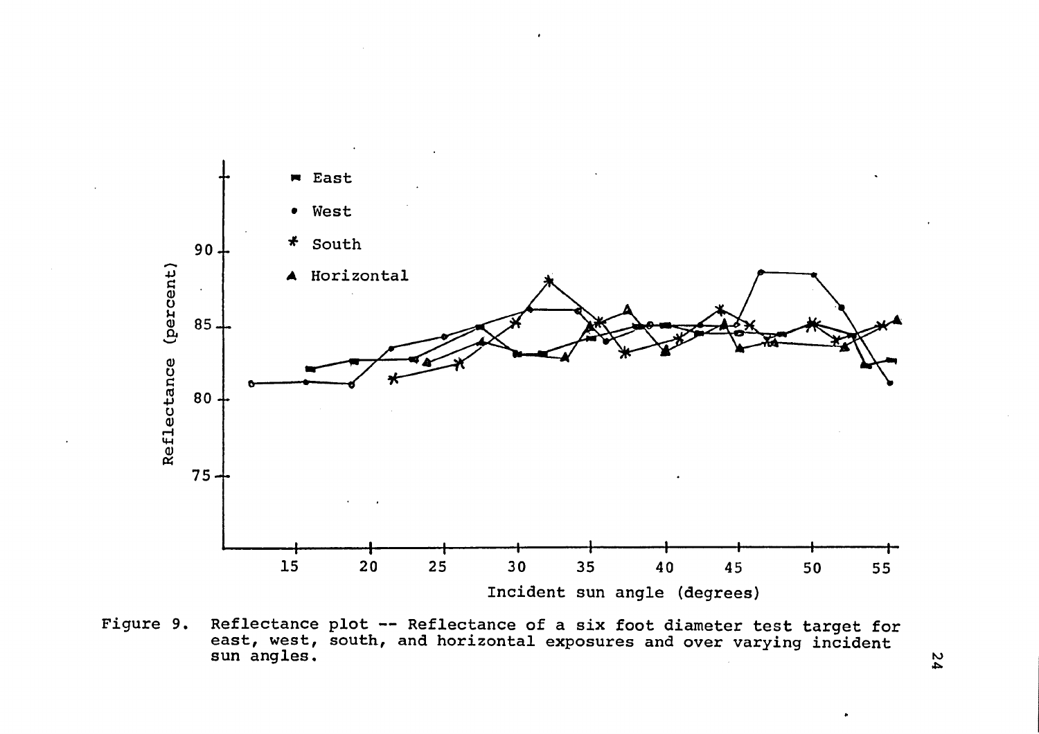Figure 9. Reflectance plot -- Reflectance of a six foot diameter test target for east, west, south, and horizontal exposures and over varying incident sun angles.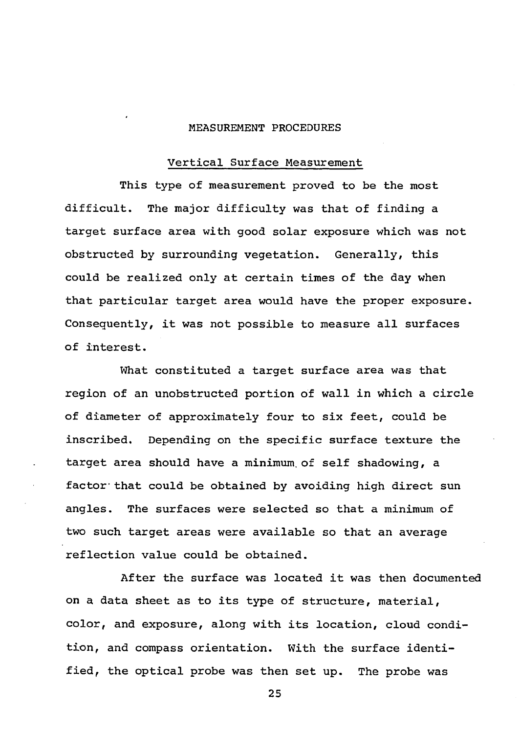# MEASUREMENT PROCEDURES

## Vertical Surface Measurement

This type of measurement proved to be the most difficult. The major difficulty was that of finding a target surface area with good solar exposure which was not obstructed by surrounding vegetation. Generally, this could be realized only at certain times of the day when that particular target area would have the proper exposure. Consequently, it was not possible to measure all surfaces of interest.

What constituted a target surface area was that region of an unobstructed portion of wall in which a circle of diameter of approximately four to six feet, could be inscribed. Depending on the specific surface texture the target area should have a minimum of self shadowing, a factor that could be obtained by avoiding high direct sun angles. The surfaces were selected so that a minimum of two such target areas were available so that an average reflection value could be obtained.

After the surface was located it was then documented on a data sheet as to its type of structure, material, color, and exposure, along with its location, cloud condition, and compass orientation. With the surface identified, the optical probe was then set up. The probe was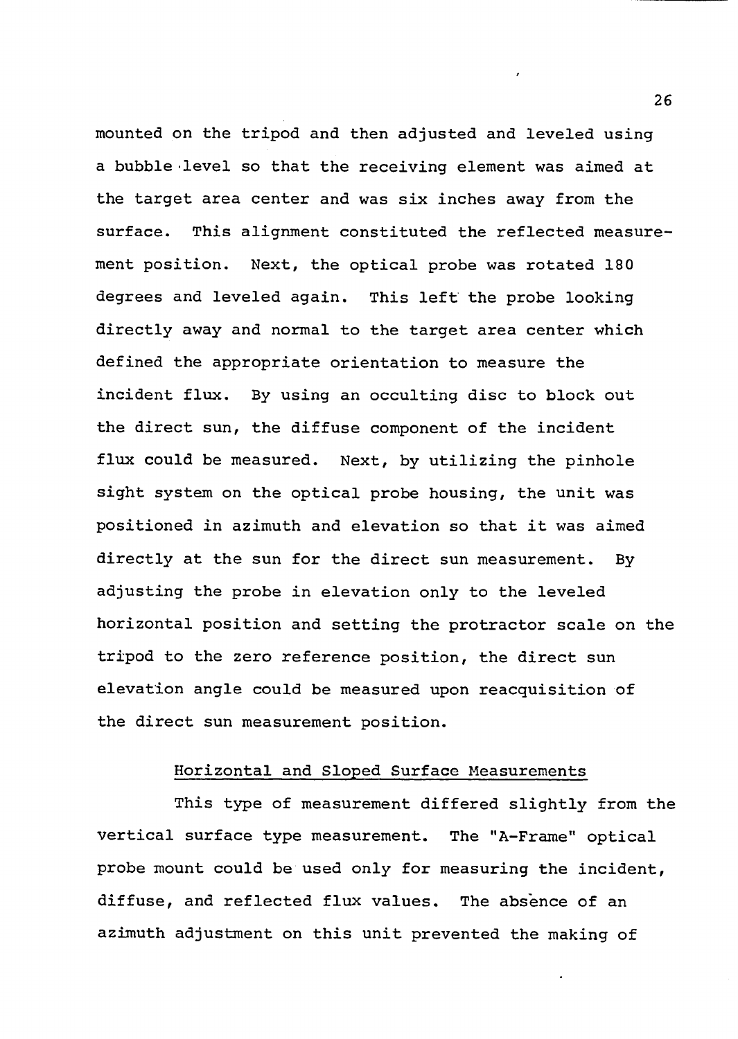mounted on the tripod and then adjusted and leveled using a bubble level so that the receiving element was aimed at the target area center and was six inches away from the surface. This alignment constituted the reflected measurement position. Next, the optical probe was rotated 180 degrees and leveled again. This left the probe looking directly away and normal to the target area center which defined the appropriate orientation to measure the incident flux. By using an occulting disc to block out the direct sun, the diffuse component of the incident flux could be measured. Next, by utilizing the pinhole sight system on the optical probe housing, the unit was positioned in azimuth and elevation so that it was aimed directly at the sun for the direct sun measurement. By adjusting the probe in elevation only to the leveled horizontal position and setting the protractor scale on the tripod to the zero reference position, the direct sun elevation angle could be measured upon reacquisition of the direct sun measurement position.

## Horizontal and Sloped Surface Measurements

This type of measurement differed slightly from the vertical surface type measurement. The "A-Frame" optical probe mount could be used only for measuring the incident, diffuse, and reflected flux values. The absence of an azimuth adjustment on this unit prevented the making of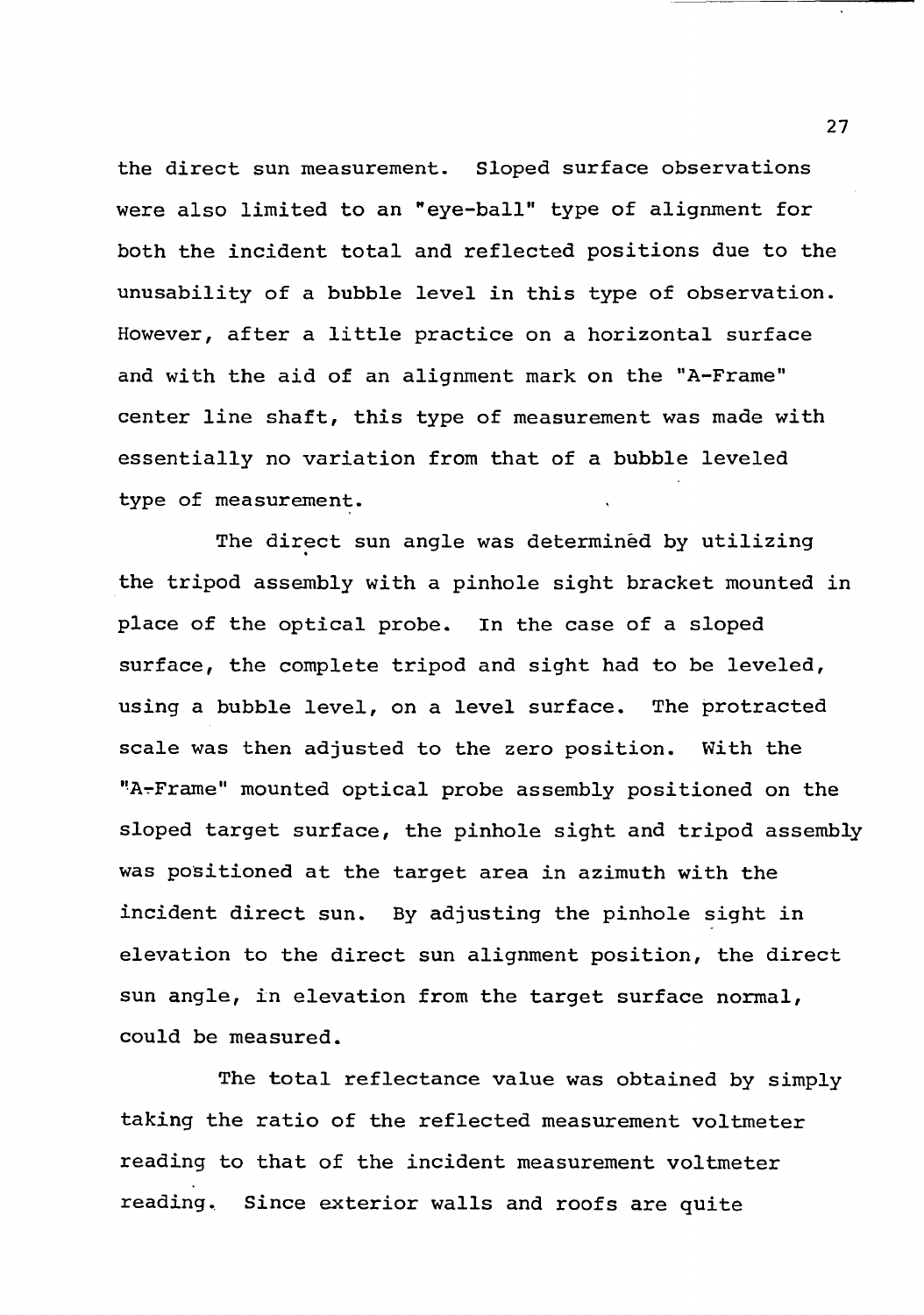the direct sun measurement. Sloped surface observations were also limited to an "eye-ball" type of alignment for both the incident total and reflected positions due to the unusability of a bubble level in this type of observation. However, after a little practice on a horizontal surface and with the aid of an alignment mark on the "A-Frame" center line shaft, this type of measurement was made with essentially no variation from that of a bubble leveled type of measurement.

The direct sun angle was determined by utilizing the tripod assembly with a pinhole sight bracket mounted in place of the optical probe. In the case of a sloped surface, the complete tripod and sight had to be leveled, using a bubble level, on a level surface. The protracted scale was then adjusted to the zero position. With the "A-Frame" mounted optical probe assembly positioned on the sloped target surface, the pinhole sight and tripod assembly was positioned at the target area in azimuth with the incident direct sun. By adjusting the pinhole sight in elevation to the direct sun alignment position, the direct sun angle, in elevation from the target surface normal, could be measured.

The total reflectance value was obtained by simply taking the ratio of the reflected measurement voltmeter reading to that of the incident measurement voltmeter reading. Since exterior walls and roofs are quite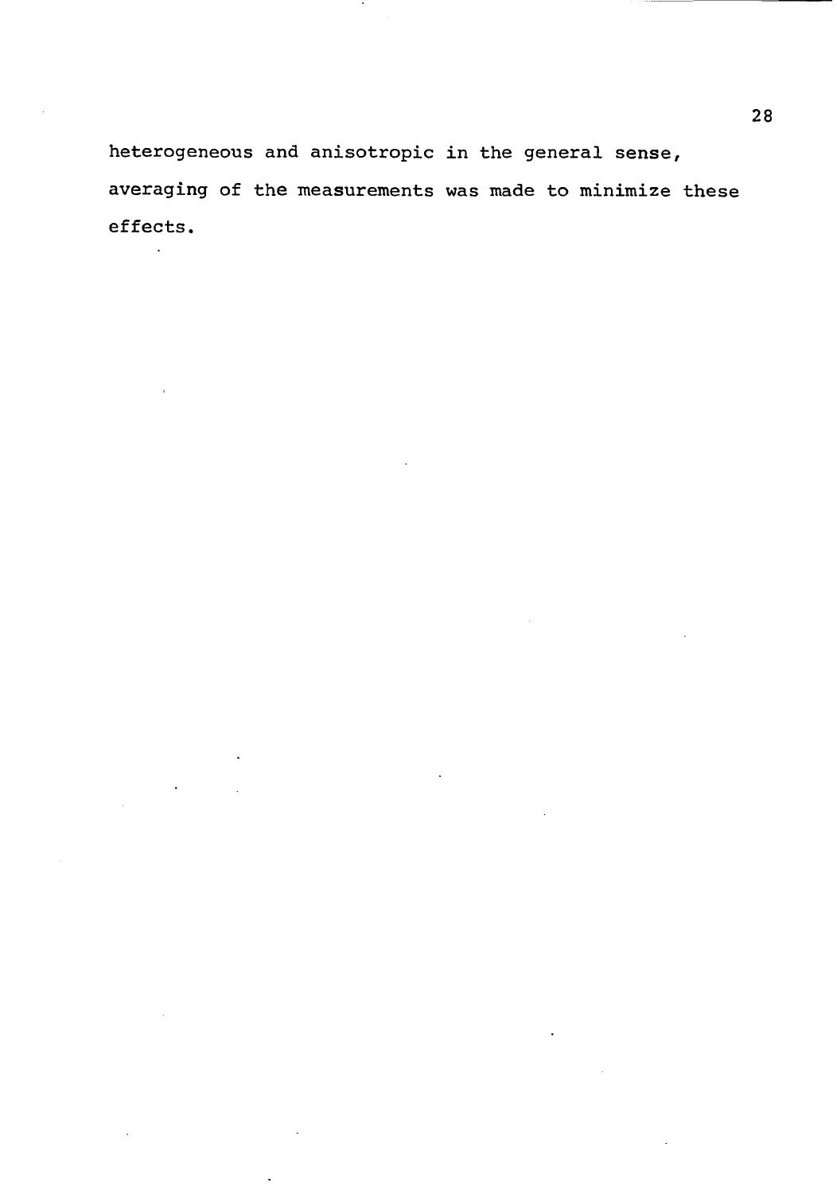heterogeneous and anisotropic in the general sense, averaging of the measurements was made to minimize these effects.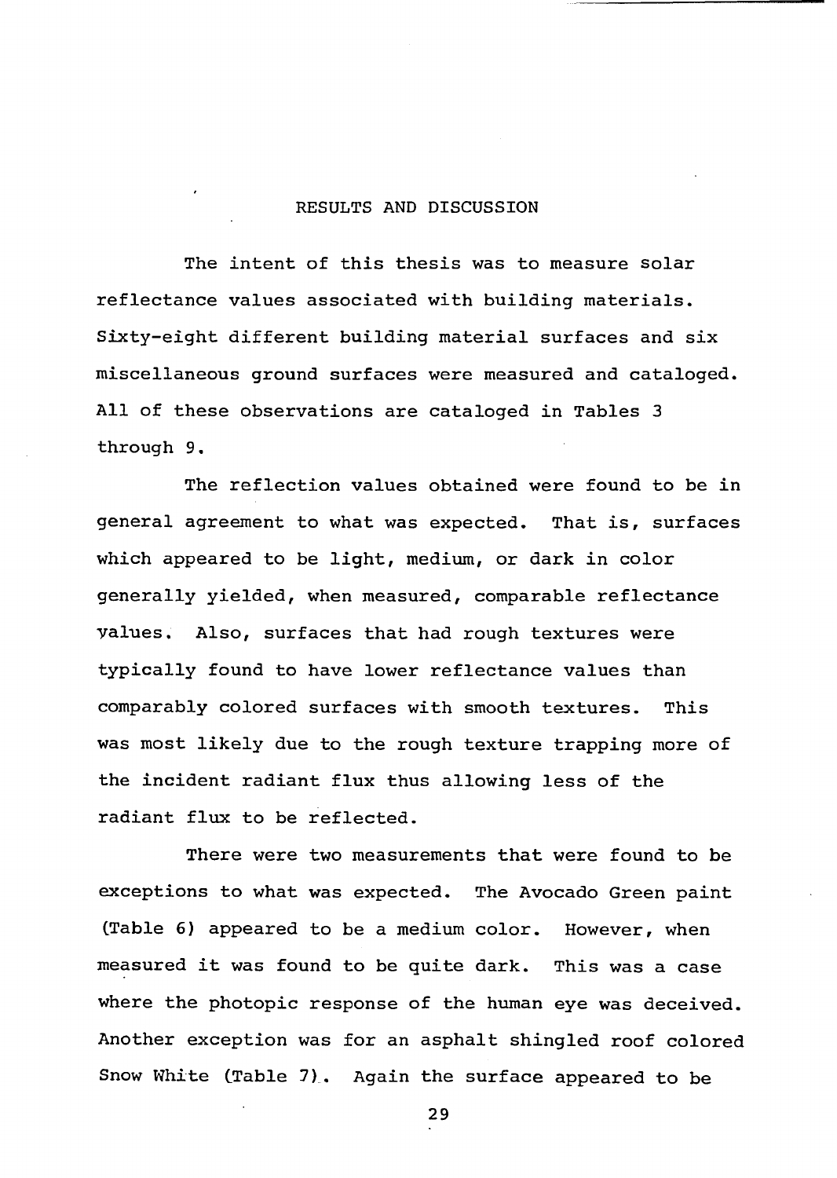# RESULTS AND DISCUSSION

The intent of this thesis was to measure solar reflectance values associated with building materials. Sixty-eight different building material surfaces and six miscellaneous ground surfaces were measured and cataloged. All of these observations are cataloged in Tables 3 through 9.

The reflection values obtained were found to be in general agreement to what was expected. That is, surfaces which appeared to be light, medium, or dark in color generally yielded, when measured, comparable reflectance values. Also, surfaces that had rough textures were typically found to have lower reflectance values than comparably colored surfaces with smooth textures. This was most likely due to the rough texture trapping more of the incident radiant flux thus allowing less of the radiant flux to be reflected.

There were two measurements that were found to be exceptions to what was expected. The Avocado Green paint (Table 6) appeared to be a medium color. However, when measured it was found to be quite dark. This was a case where the photopic response of the human eye was deceived. Another exception was for an asphalt shingled roof colored Snow White (Table 7). Again the surface appeared to be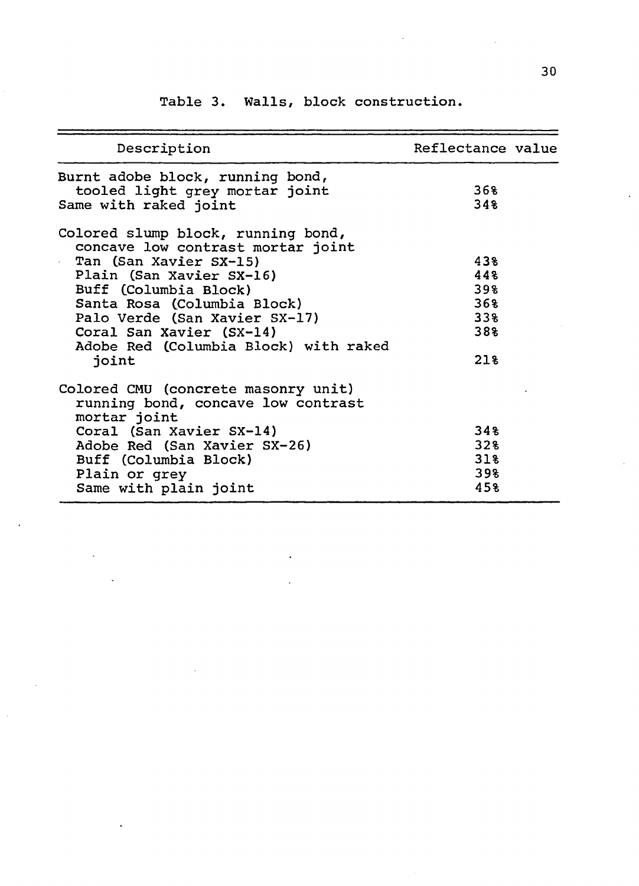Table 3. Walls, block construction.

| Description | Reflectance value |
|---|---|
| Burnt adobe block, running bond, tooled light grey mortar joint | 36% |
| Same with raked joint | 34% |
| Colored slump block, running bond, concave low contrast mortar joint | |
| Tan (San Xavier SX-15) | 43% |
| Plain (San Xavier SX-16) | 44% |
| Buff (Columbia Block) | 39% |
| Santa Rosa (Columbia Block) | 36% |
| Palo Verde (San Xavier SX-17) | 33% |
| Coral San Xavier (SX-14) | 38% |
| Adobe Red (Columbia Block) with raked joint | 21% |
| Colored CMU (concrete masonry unit) running bond, concave low contrast mortar joint | |
| Coral (San Xavier SX-14) | 34% |
| Adobe Red (San Xavier SX-26) | 32% |
| Buff (Columbia Block) | 31% |
| Plain or grey | 39% |
| Same with plain joint | 45% |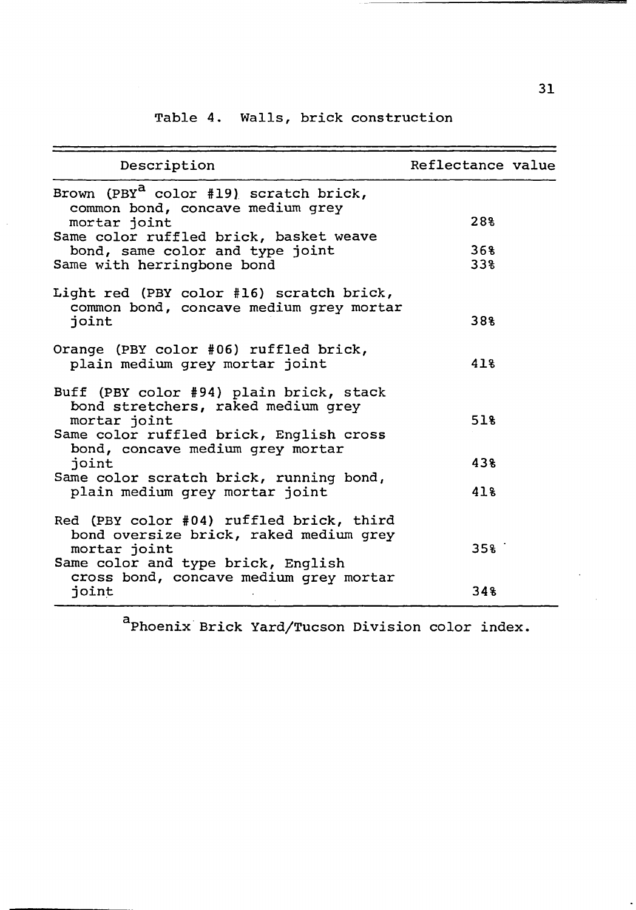Table 4. Walls, brick construction

| Description | Reflectance value |
|---|---|
| Brown (PBY[a] color #19) scratch brick, common bond, concave medium grey mortar joint | 28% |
| Same color ruffled brick, basket weave bond, same color and type joint | 36% |
| Same with herringbone bond | 33% |
| Light red (PBY color #16) scratch brick, common bond, concave medium grey mortar joint | 38% |
| Orange (PBY color #06) ruffled brick, plain medium grey mortar joint | 41% |
| Buff (PBY color #94) plain brick, stack bond stretchers, raked medium grey mortar joint | 51% |
| Same color ruffled brick, English cross bond, concave medium grey mortar joint | 43% |
| Same color scratch brick, running bond, plain medium grey mortar joint | 41% |
| Red (PBY color #04) ruffled brick, third bond oversize brick, raked medium grey mortar joint | 35% |
| Same color and type brick, English cross bond, concave medium grey mortar joint | 34% |

[a]Phoenix Brick Yard/Tucson Division color index.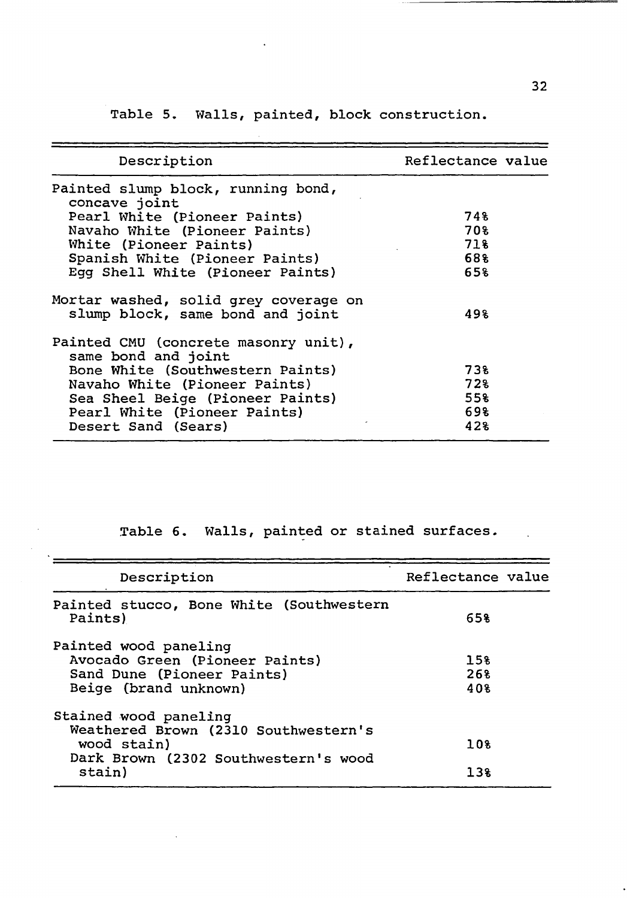Table 5. Walls, painted, block construction.

| Description | Reflectance value |
|---|---|
| Painted slump block, running bond, concave joint | |
| Pearl White (Pioneer Paints) | 74% |
| Navaho White (Pioneer Paints) | 70% |
| White (Pioneer Paints) | 71% |
| Spanish White (Pioneer Paints) | 68% |
| Egg Shell White (Pioneer Paints) | 65% |
| Mortar washed, solid grey coverage on slump block, same bond and joint | 49% |
| Painted CMU (concrete masonry unit), same bond and joint | |
| Bone White (Southwestern Paints) | 73% |
| Navaho White (Pioneer Paints) | 72% |
| Sea Sheel Beige (Pioneer Paints) | 55% |
| Pearl White (Pioneer Paints) | 69% |
| Desert Sand (Sears) | 42% |

Table 6. Walls, painted or stained surfaces.

| Description | Reflectance value |
|---|---|
| Painted stucco, Bone White (Southwestern Paints) | 65% |
| Painted wood paneling | |
| Avocado Green (Pioneer Paints) | 15% |
| Sand Dune (Pioneer Paints) | 26% |
| Beige (brand unknown) | 40% |
| Stained wood paneling | |
| Weathered Brown (2310 Southwestern's wood stain) | 10% |
| Dark Brown (2302 Southwestern's wood stain) | 13% |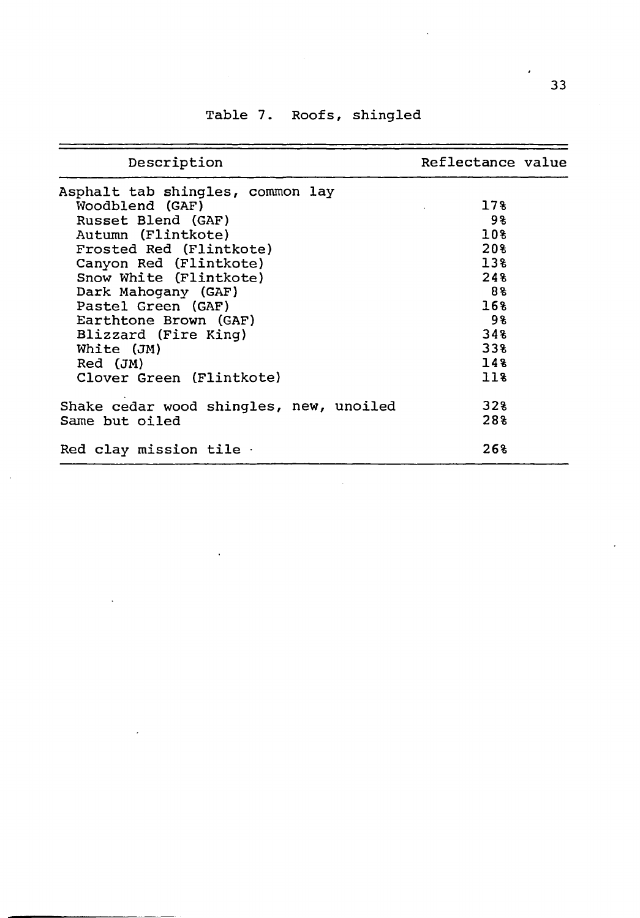Table 7. Roofs, shingled

| Description | Reflectance value |
|---|---|
| Asphalt tab shingles, common lay | |
| Woodblend (GAF) | 17% |
| Russet Blend (GAF) | 9% |
| Autumn (Flintkote) | 10% |
| Frosted Red (Flintkote) | 20% |
| Canyon Red (Flintkote) | 13% |
| Snow White (Flintkote) | 24% |
| Dark Mahogany (GAF) | 8% |
| Pastel Green (GAF) | 16% |
| Earthtone Brown (GAF) | 9% |
| Blizzard (Fire King) | 34% |
| White (JM) | 33% |
| Red (JM) | 14% |
| Clover Green (Flintkote) | 11% |
| Shake cedar wood shingles, new, unoiled | 32% |
| Same but oiled | 28% |
| Red clay mission tile | 26% |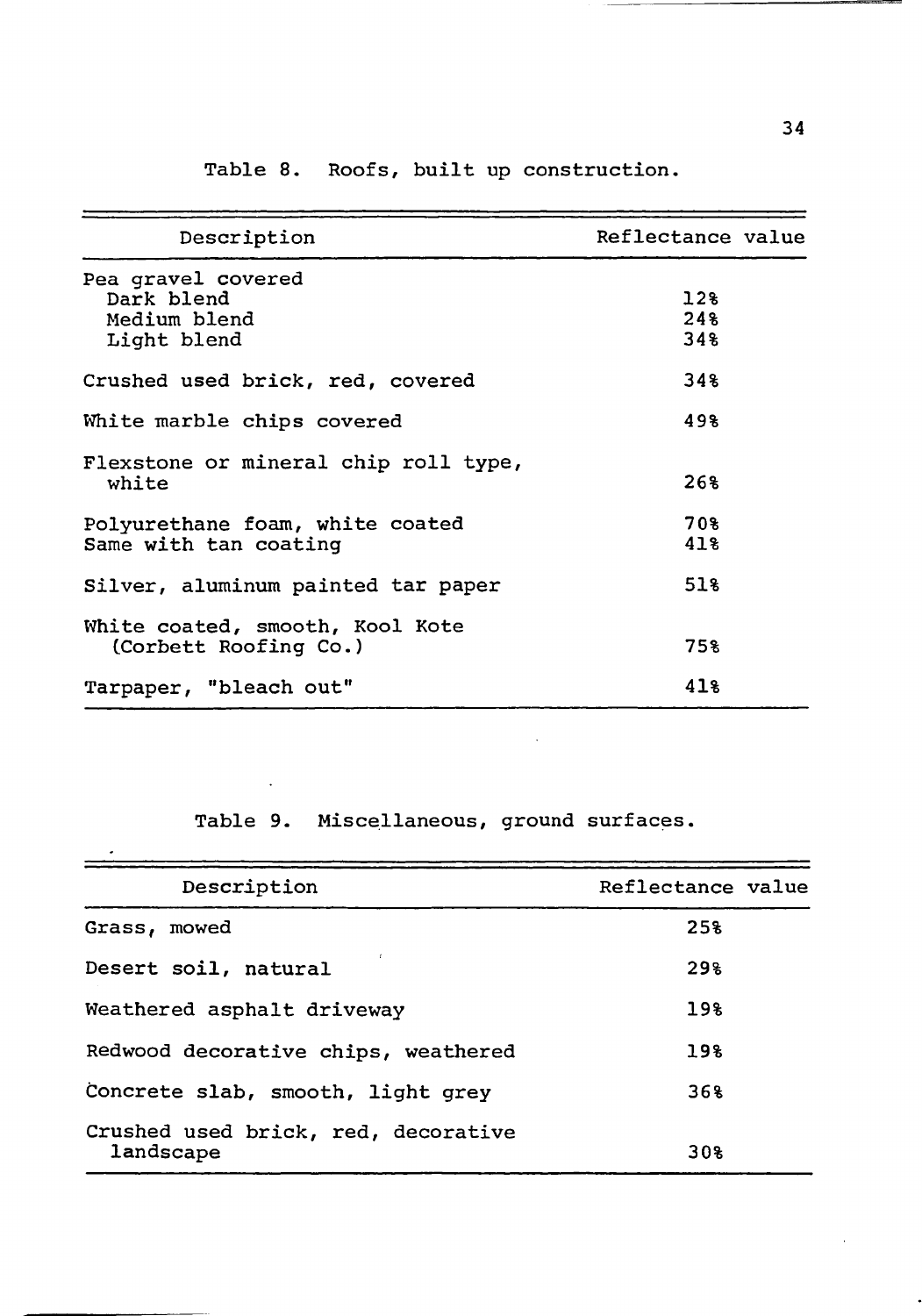Table 8. Roofs, built up construction.

| Description | Reflectance value |
|---|---|
| Pea gravel covered | |
| Dark blend | 12% |
| Medium blend | 24% |
| Light blend | 34% |
| Crushed used brick, red, covered | 34% |
| White marble chips covered | 49% |
| Flexstone or mineral chip roll type, white | 26% |
| Polyurethane foam, white coated | 70% |
| Same with tan coating | 41% |
| Silver, aluminum painted tar paper | 51% |
| White coated, smooth, Kool Kote (Corbett Roofing Co.) | 75% |
| Tarpaper, "bleach out" | 41% |

Table 9. Miscellaneous, ground surfaces.

| Description | Reflectance value |
|---|---|
| Grass, mowed | 25% |
| Desert soil, natural | 29% |
| Weathered asphalt driveway | 19% |
| Redwood decorative chips, weathered | 19% |
| Concrete slab, smooth, light grey | 36% |
| Crushed used brick, red, decorative landscape | 30% |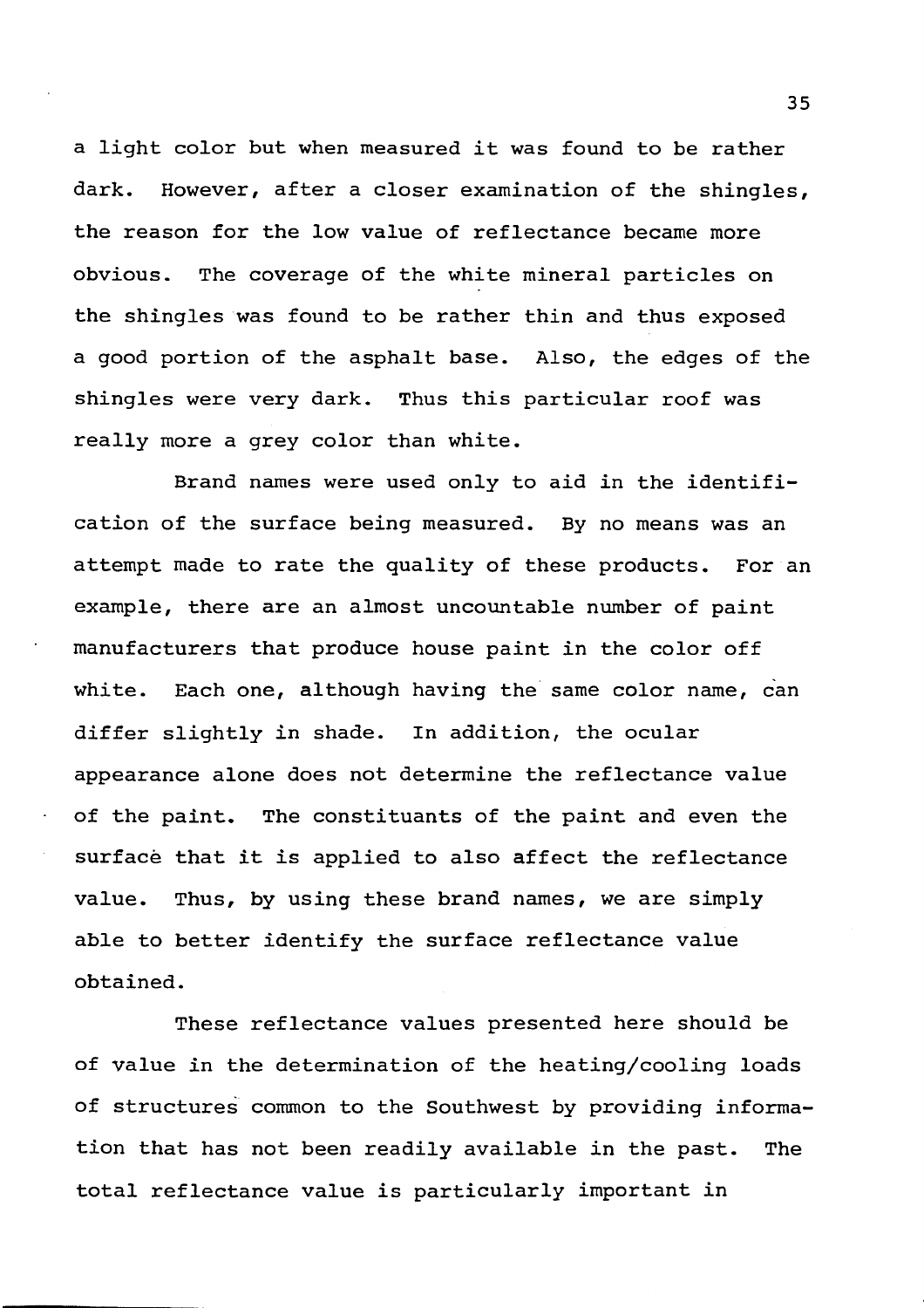a light color but when measured it was found to be rather dark. However, after a closer examination of the shingles, the reason for the low value of reflectance became more obvious. The coverage of the white mineral particles on the shingles was found to be rather thin and thus exposed a good portion of the asphalt base. Also, the edges of the shingles were very dark. Thus this particular roof was really more a grey color than white.

Brand names were used only to aid in the identification of the surface being measured. By no means was an attempt made to rate the quality of these products. For an example, there are an almost uncountable number of paint manufacturers that produce house paint in the color off white. Each one, although having the same color name, can differ slightly in shade. In addition, the ocular appearance alone does not determine the reflectance value of the paint. The constituants of the paint and even the surface that it is applied to also affect the reflectance value. Thus, by using these brand names, we are simply able to better identify the surface reflectance value obtained.

These reflectance values presented here should be of value in the determination of the heating/cooling loads of structures common to the Southwest by providing information that has not been readily available in the past. The total reflectance value is particularly important in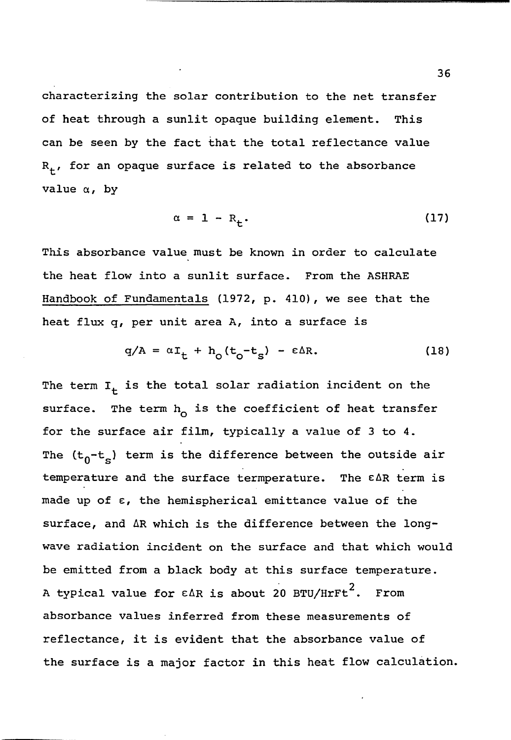characterizing the solar contribution to the net transfer of heat through a sunlit opaque building element. This can be seen by the fact that the total reflectance value $R_t$, for an opaque surface is related to the absorbance value $\alpha$, by

$$\alpha = 1 - R_t. \tag{17}$$

This absorbance value must be known in order to calculate the heat flow into a sunlit surface. From the ASHRAE Handbook of Fundamentals (1972, p. 410), we see that the heat flux q, per unit area A, into a surface is

$$q/A = \alpha I_t + h_o(t_o - t_s) - \varepsilon \Delta R. \tag{18}$$

The term $I_t$ is the total solar radiation incident on the surface. The term $h_o$ is the coefficient of heat transfer for the surface air film, typically a value of 3 to 4. The $(t_0 - t_s)$ term is the difference between the outside air temperature and the surface termperature. The $\varepsilon \Delta R$ term is made up of $\varepsilon$, the hemispherical emittance value of the surface, and $\Delta R$ which is the difference between the long-wave radiation incident on the surface and that which would be emitted from a black body at this surface temperature. A typical value for $\varepsilon \Delta R$ is about 20 BTU/HrFt$^2$. From absorbance values inferred from these measurements of reflectance, it is evident that the absorbance value of the surface is a major factor in this heat flow calculation.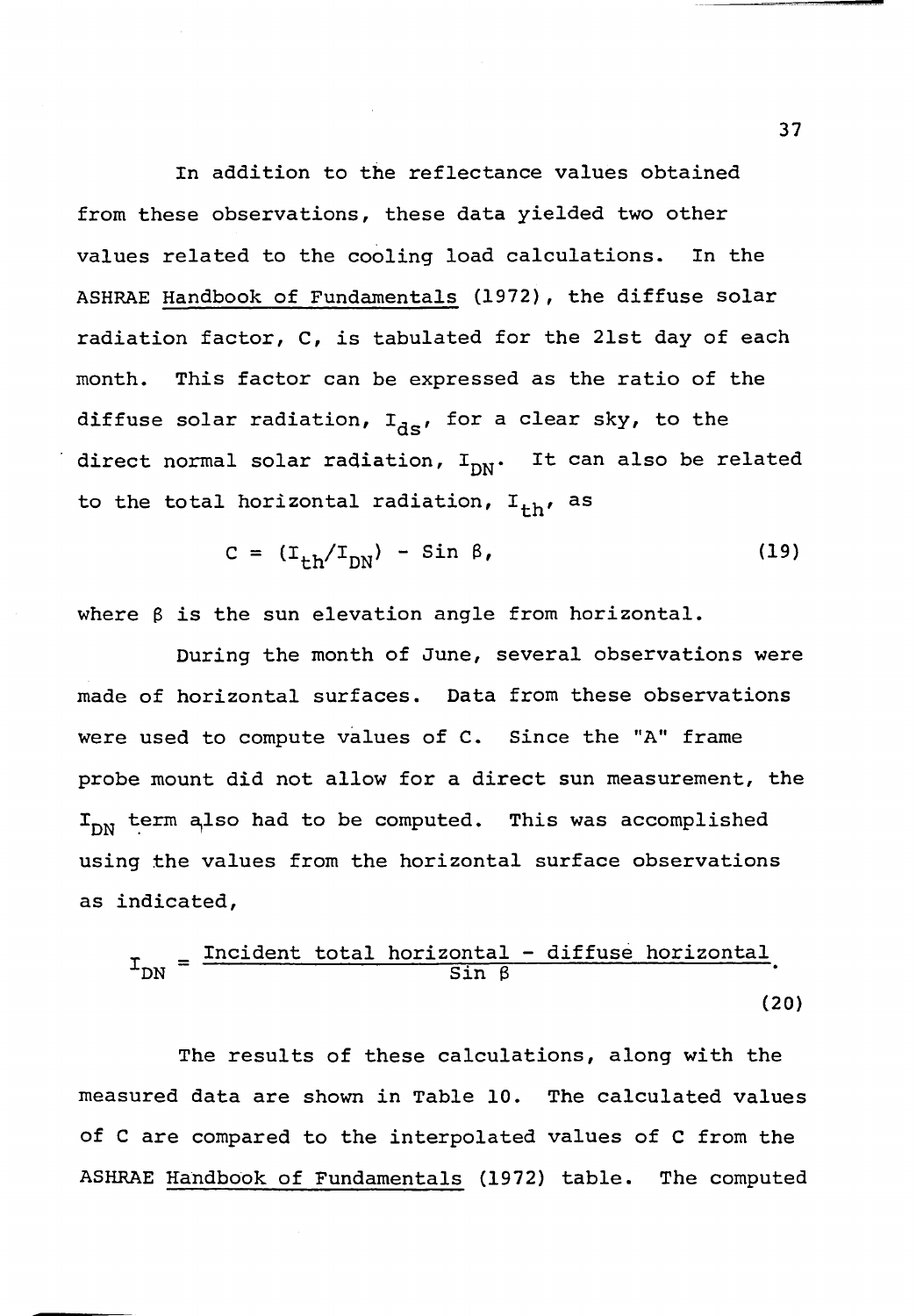In addition to the reflectance values obtained from these observations, these data yielded two other values related to the cooling load calculations. In the ASHRAE Handbook of Fundamentals (1972), the diffuse solar radiation factor, C, is tabulated for the 21st day of each month. This factor can be expressed as the ratio of the diffuse solar radiation, $I_{ds}$, for a clear sky, to the direct normal solar radiation, $I_{DN}$. It can also be related to the total horizontal radiation, $I_{th}$, as

$$C = (I_{th}/I_{DN}) - \text{Sin } \beta, \tag{19}$$

where $\beta$ is the sun elevation angle from horizontal.

During the month of June, several observations were made of horizontal surfaces. Data from these observations were used to compute values of C. Since the "A" frame probe mount did not allow for a direct sun measurement, the $I_{DN}$ term also had to be computed. This was accomplished using the values from the horizontal surface observations as indicated,

$$I_{DN} = \frac{\text{Incident total horizontal - diffuse horizontal}}{\text{Sin } \beta}. \tag{20}$$

The results of these calculations, along with the measured data are shown in Table 10. The calculated values of C are compared to the interpolated values of C from the ASHRAE Handbook of Fundamentals (1972) table. The computed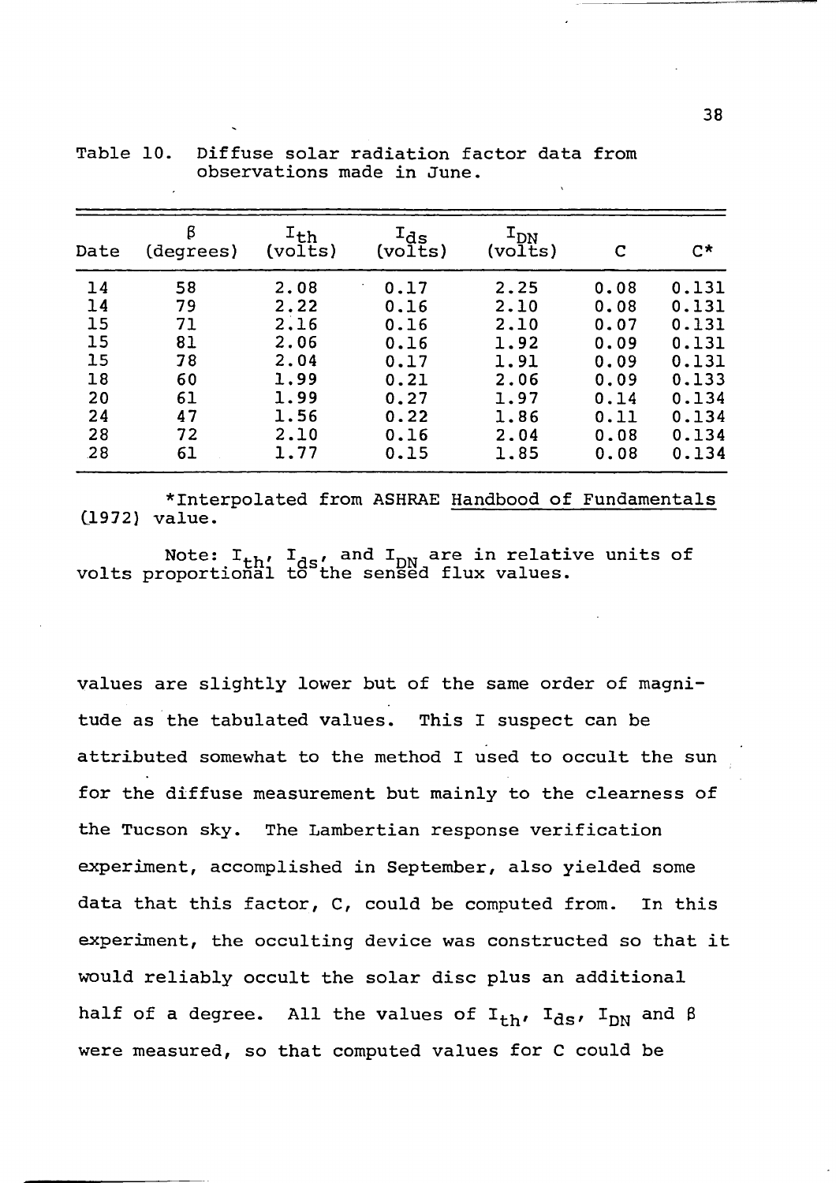Table 10. Diffuse solar radiation factor data from observations made in June.

| Date | β (degrees) | $I_{th}$ (volts) | $I_{ds}$ (volts) | $I_{DN}$ (volts) | C | C* |
|---|---|---|---|---|---|---|
| 14 | 58 | 2.08 | 0.17 | 2.25 | 0.08 | 0.131 |
| 14 | 79 | 2.22 | 0.16 | 2.10 | 0.08 | 0.131 |
| 15 | 71 | 2.16 | 0.16 | 2.10 | 0.07 | 0.131 |
| 15 | 81 | 2.06 | 0.16 | 1.92 | 0.09 | 0.131 |
| 15 | 78 | 2.04 | 0.17 | 1.91 | 0.09 | 0.131 |
| 18 | 60 | 1.99 | 0.21 | 2.06 | 0.09 | 0.133 |
| 20 | 61 | 1.99 | 0.27 | 1.97 | 0.14 | 0.134 |
| 24 | 47 | 1.56 | 0.22 | 1.86 | 0.11 | 0.134 |
| 28 | 72 | 2.10 | 0.16 | 2.04 | 0.08 | 0.134 |
| 28 | 61 | 1.77 | 0.15 | 1.85 | 0.08 | 0.134 |

*Interpolated from ASHRAE Handbood of Fundamentals (1972) value.

Note: $I_{th}$, $I_{ds}$, and $I_{DN}$ are in relative units of volts proportional to the sensed flux values.

values are slightly lower but of the same order of magnitude as the tabulated values. This I suspect can be attributed somewhat to the method I used to occult the sun for the diffuse measurement but mainly to the clearness of the Tucson sky. The Lambertian response verification experiment, accomplished in September, also yielded some data that this factor, C, could be computed from. In this experiment, the occulting device was constructed so that it would reliably occult the solar disc plus an additional half of a degree. All the values of $I_{th}$, $I_{ds}$, $I_{DN}$ and β were measured, so that computed values for C could be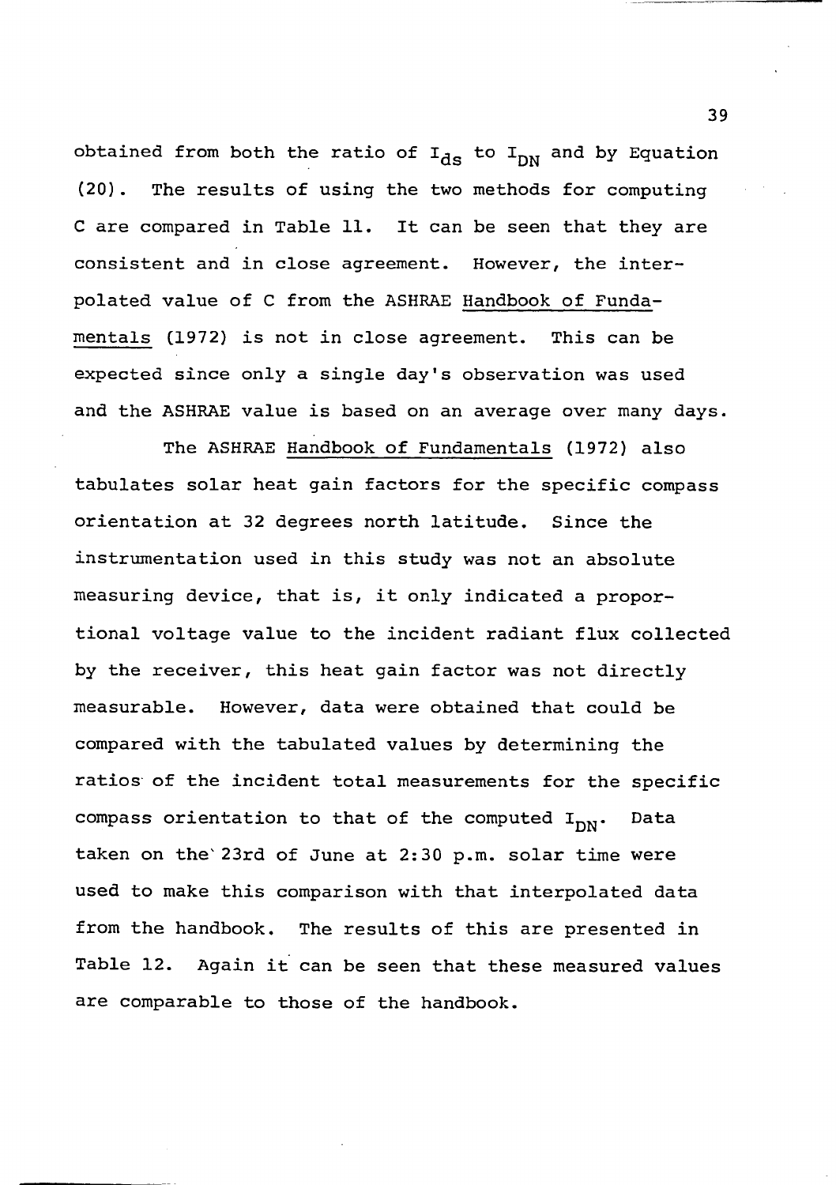obtained from both the ratio of $I_{ds}$ to $I_{DN}$ and by Equation (20). The results of using the two methods for computing C are compared in Table 11. It can be seen that they are consistent and in close agreement. However, the interpolated value of C from the ASHRAE Handbook of Fundamentals (1972) is not in close agreement. This can be expected since only a single day's observation was used and the ASHRAE value is based on an average over many days.

The ASHRAE Handbook of Fundamentals (1972) also tabulates solar heat gain factors for the specific compass orientation at 32 degrees north latitude. Since the instrumentation used in this study was not an absolute measuring device, that is, it only indicated a proportional voltage value to the incident radiant flux collected by the receiver, this heat gain factor was not directly measurable. However, data were obtained that could be compared with the tabulated values by determining the ratios of the incident total measurements for the specific compass orientation to that of the computed $I_{DN}$. Data taken on the 23rd of June at 2:30 p.m. solar time were used to make this comparison with that interpolated data from the handbook. The results of this are presented in Table 12. Again it can be seen that these measured values are comparable to those of the handbook.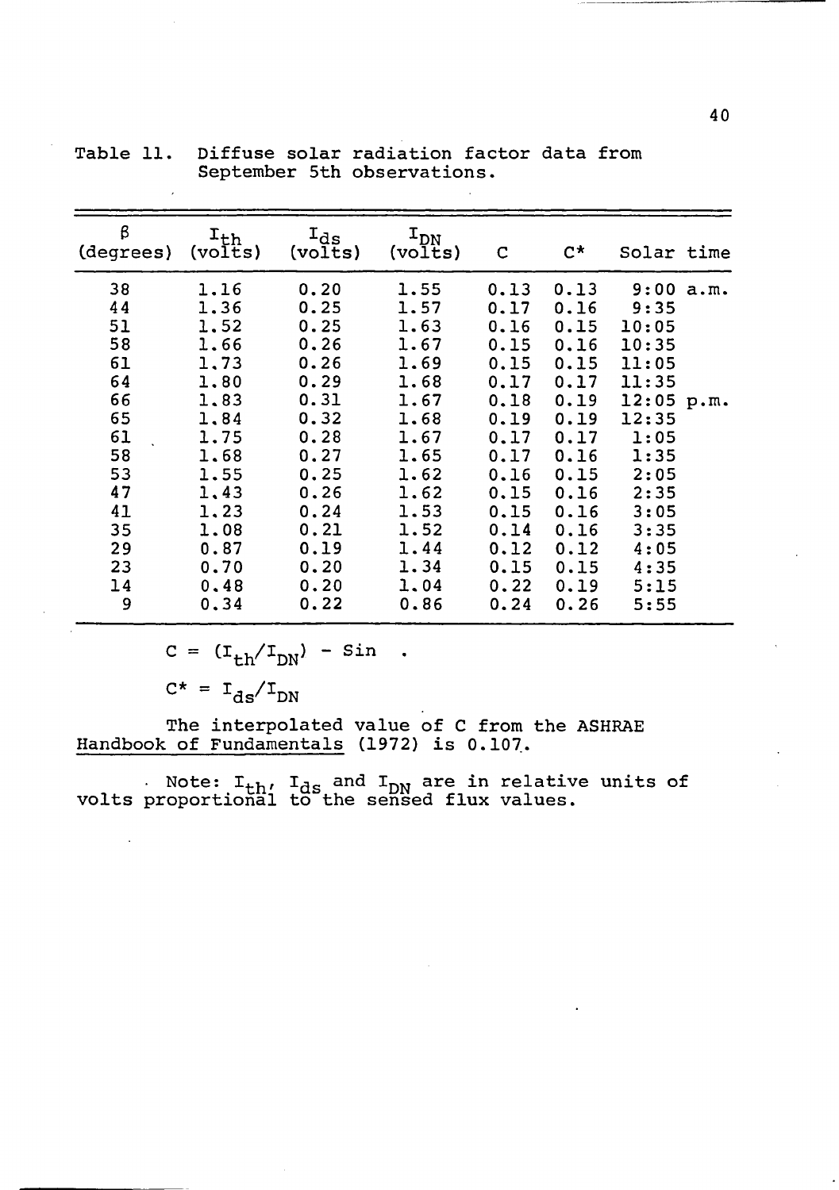Table 11. Diffuse solar radiation factor data from September 5th observations.

| β (degrees) | $I_{th}$ (volts) | $I_{ds}$ (volts) | $I_{DN}$ (volts) | C | C* | Solar time |
|---|---|---|---|---|---|---|
| 38 | 1.16 | 0.20 | 1.55 | 0.13 | 0.13 | 9:00 a.m. |
| 44 | 1.36 | 0.25 | 1.57 | 0.17 | 0.16 | 9:35 |
| 51 | 1.52 | 0.25 | 1.63 | 0.16 | 0.15 | 10:05 |
| 58 | 1.66 | 0.26 | 1.67 | 0.15 | 0.16 | 10:35 |
| 61 | 1.73 | 0.26 | 1.69 | 0.15 | 0.15 | 11:05 |
| 64 | 1.80 | 0.29 | 1.68 | 0.17 | 0.17 | 11:35 |
| 66 | 1.83 | 0.31 | 1.67 | 0.18 | 0.19 | 12:05 p.m. |
| 65 | 1.84 | 0.32 | 1.68 | 0.19 | 0.19 | 12:35 |
| 61 | 1.75 | 0.28 | 1.67 | 0.17 | 0.17 | 1:05 |
| 58 | 1.68 | 0.27 | 1.65 | 0.17 | 0.16 | 1:35 |
| 53 | 1.55 | 0.25 | 1.62 | 0.16 | 0.15 | 2:05 |
| 47 | 1.43 | 0.26 | 1.62 | 0.15 | 0.16 | 2:35 |
| 41 | 1.23 | 0.24 | 1.53 | 0.15 | 0.16 | 3:05 |
| 35 | 1.08 | 0.21 | 1.52 | 0.14 | 0.16 | 3:35 |
| 29 | 0.87 | 0.19 | 1.44 | 0.12 | 0.12 | 4:05 |
| 23 | 0.70 | 0.20 | 1.34 | 0.15 | 0.15 | 4:35 |
| 14 | 0.48 | 0.20 | 1.04 | 0.22 | 0.19 | 5:15 |
| 9 | 0.34 | 0.22 | 0.86 | 0.24 | 0.26 | 5:55 |

$C = (I_{th}/I_{DN}) - \text{Sin}$ .

$C^* = I_{ds}/I_{DN}$

The interpolated value of C from the ASHRAE <u>Handbook of Fundamentals</u> (1972) is 0.107.

Note: $I_{th}$, $I_{ds}$ and $I_{DN}$ are in relative units of volts proportional to the sensed flux values.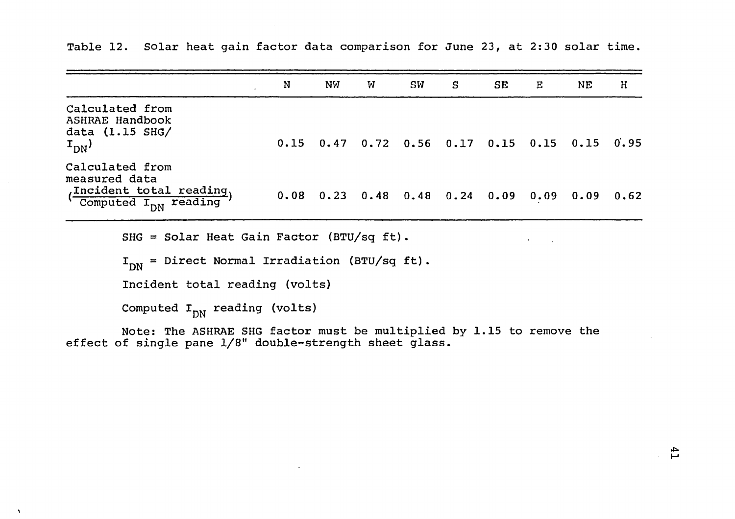Table 12. Solar heat gain factor data comparison for June 23, at 2:30 solar time.

| | N | NW | W | SW | S | SE | E | NE | H |
|---|---|---|---|---|---|---|---|---|---|
| Calculated from ASHRAE Handbook data (1.15 SHG/ $I_{DN}$) | 0.15 | 0.47 | 0.72 | 0.56 | 0.17 | 0.15 | 0.15 | 0.15 | 0.95 |
| Calculated from measured data $\left(\frac{\text{Incident total reading}}{\text{Computed } I_{DN} \text{ reading}}\right)$ | 0.08 | 0.23 | 0.48 | 0.48 | 0.24 | 0.09 | 0.09 | 0.09 | 0.62 |

SHG = Solar Heat Gain Factor (BTU/sq ft).

$I_{DN}$ = Direct Normal Irradiation (BTU/sq ft).

Incident total reading (volts)

Computed $I_{DN}$ reading (volts)

Note: The ASHRAE SHG factor must be multiplied by 1.15 to remove the effect of single pane 1/8" double-strength sheet glass.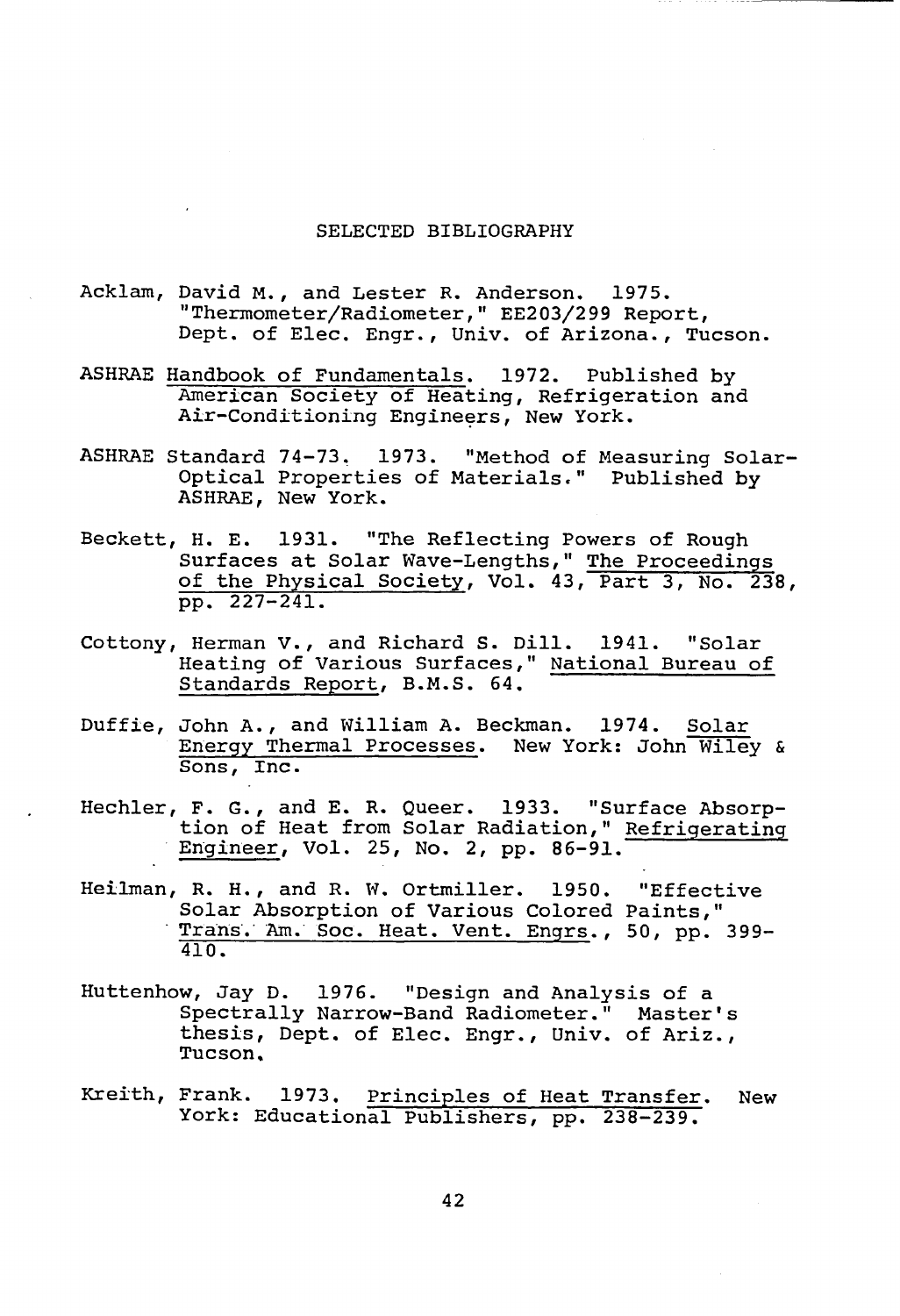# SELECTED BIBLIOGRAPHY

Acklam, David M., and Lester R. Anderson. 1975. "Thermometer/Radiometer," EE203/299 Report, Dept. of Elec. Engr., Univ. of Arizona., Tucson.

ASHRAE Handbook of Fundamentals. 1972. Published by American Society of Heating, Refrigeration and Air-Conditioning Engineers, New York.

ASHRAE Standard 74-73. 1973. "Method of Measuring Solar-Optical Properties of Materials." Published by ASHRAE, New York.

Beckett, H. E. 1931. "The Reflecting Powers of Rough Surfaces at Solar Wave-Lengths," The Proceedings of the Physical Society, Vol. 43, Part 3, No. 238, pp. 227-241.

Cottony, Herman V., and Richard S. Dill. 1941. "Solar Heating of Various Surfaces," National Bureau of Standards Report, B.M.S. 64.

Duffie, John A., and William A. Beckman. 1974. Solar Energy Thermal Processes. New York: John Wiley & Sons, Inc.

Hechler, F. G., and E. R. Queer. 1933. "Surface Absorption of Heat from Solar Radiation," Refrigerating Engineer, Vol. 25, No. 2, pp. 86-91.

Heilman, R. H., and R. W. Ortmiller. 1950. "Effective Solar Absorption of Various Colored Paints," Trans. Am. Soc. Heat. Vent. Engrs., 50, pp. 399-410.

Huttenhow, Jay D. 1976. "Design and Analysis of a Spectrally Narrow-Band Radiometer." Master's thesis, Dept. of Elec. Engr., Univ. of Ariz., Tucson.

Kreith, Frank. 1973. Principles of Heat Transfer. New York: Educational Publishers, pp. 238-239.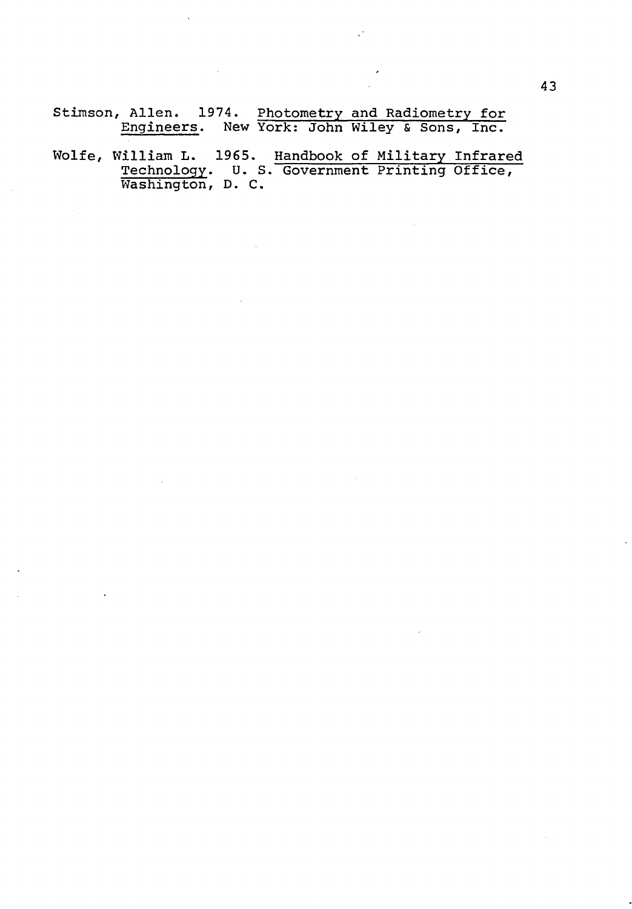Stimson, Allen. 1974. Photometry and Radiometry for Engineers. New York: John Wiley & Sons, Inc.

Wolfe, William L. 1965. Handbook of Military Infrared Technology. U. S. Government Printing Office, Washington, D. C.